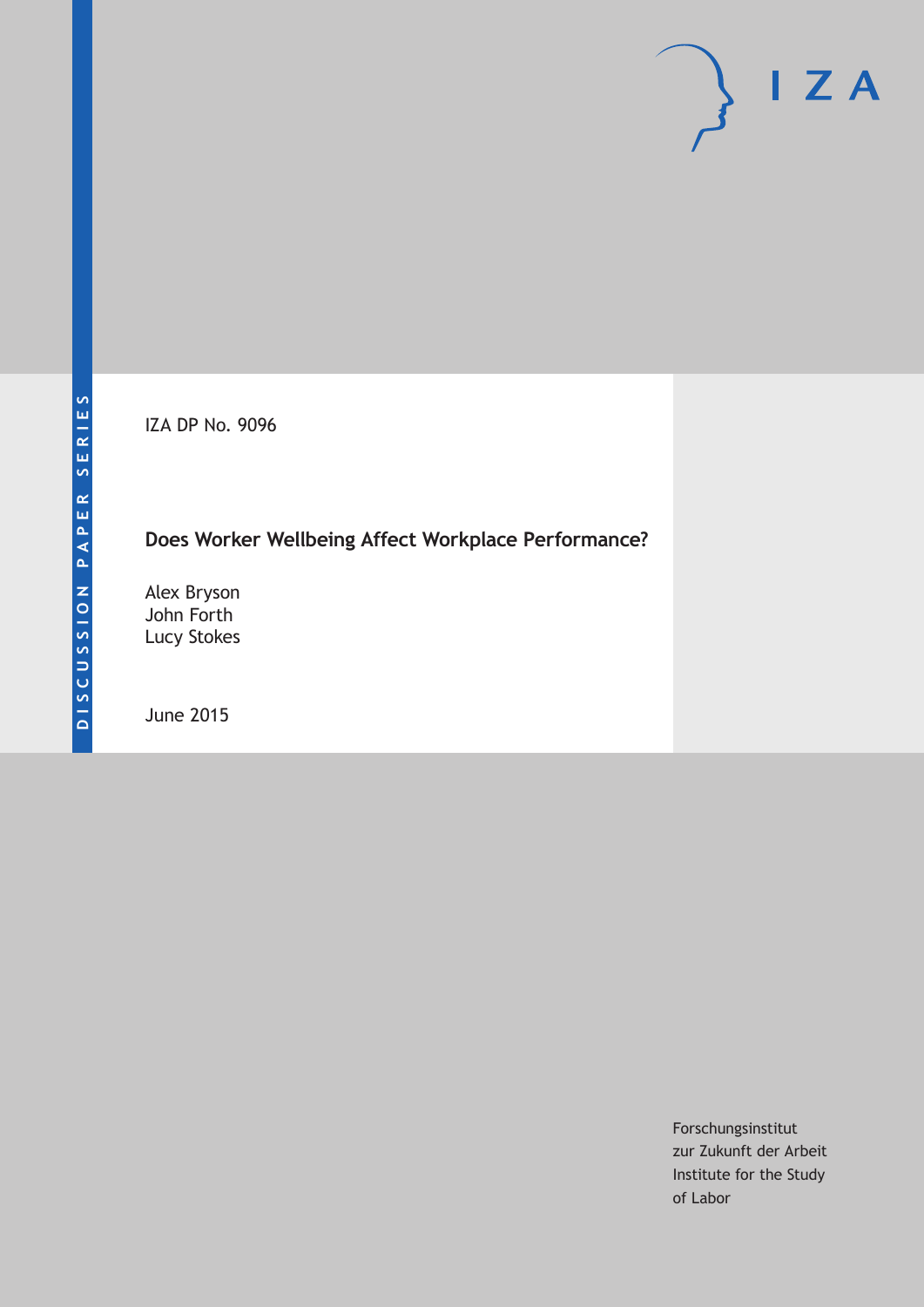DISCUSSION PAPER SERIES

IZA DP No. 9096

# Does Worker Wellbeing Affect Workplace Performance?

Alex Bryson
John Forth
Lucy Stokes

June 2015

Forschungsinstitut
zur Zukunft der Arbeit
Institute for the Study
of Labor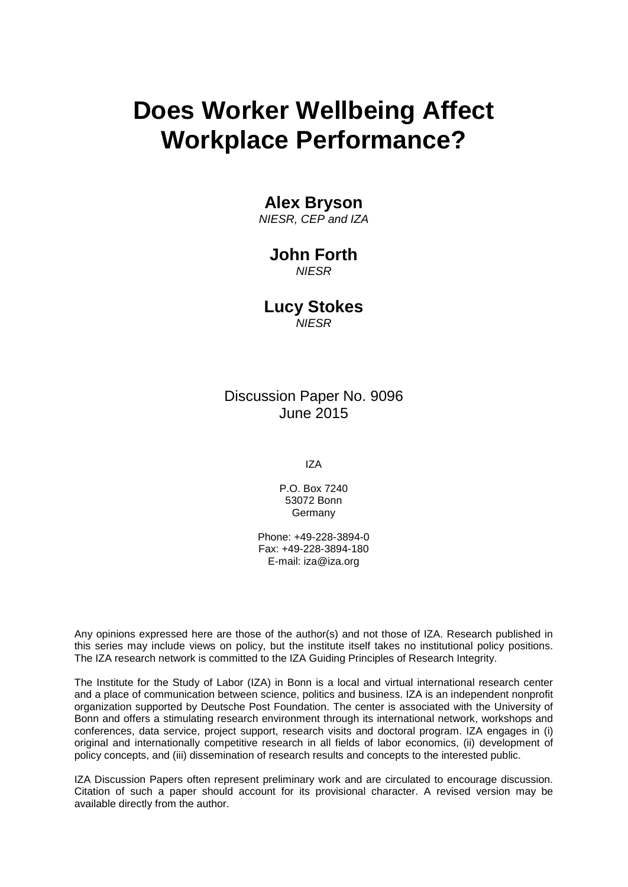# Does Worker Wellbeing Affect Workplace Performance?

**Alex Bryson**
*NIESR, CEP and IZA*

**John Forth**
*NIESR*

**Lucy Stokes**
*NIESR*

Discussion Paper No. 9096
June 2015

IZA

P.O. Box 7240
53072 Bonn
Germany

Phone: +49-228-3894-0
Fax: +49-228-3894-180
E-mail: iza@iza.org

Any opinions expressed here are those of the author(s) and not those of IZA. Research published in this series may include views on policy, but the institute itself takes no institutional policy positions. The IZA research network is committed to the IZA Guiding Principles of Research Integrity.

The Institute for the Study of Labor (IZA) in Bonn is a local and virtual international research center and a place of communication between science, politics and business. IZA is an independent nonprofit organization supported by Deutsche Post Foundation. The center is associated with the University of Bonn and offers a stimulating research environment through its international network, workshops and conferences, data service, project support, research visits and doctoral program. IZA engages in (i) original and internationally competitive research in all fields of labor economics, (ii) development of policy concepts, and (iii) dissemination of research results and concepts to the interested public.

IZA Discussion Papers often represent preliminary work and are circulated to encourage discussion. Citation of such a paper should account for its provisional character. A revised version may be available directly from the author.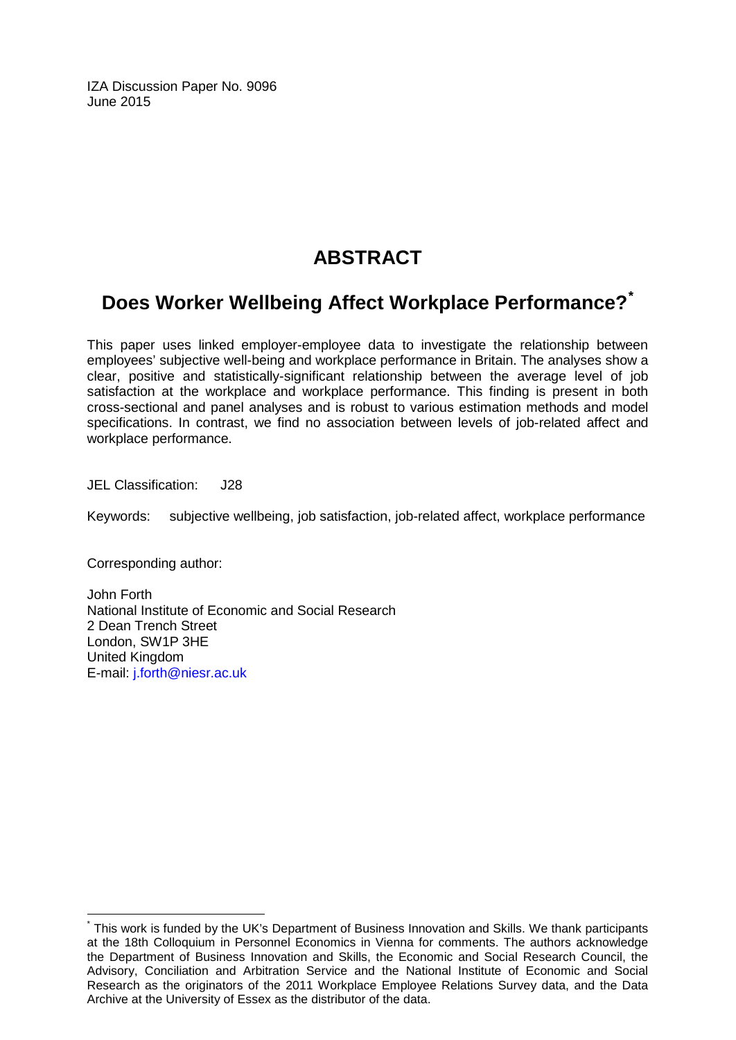IZA Discussion Paper No. 9096
June 2015

# ABSTRACT

## Does Worker Wellbeing Affect Workplace Performance?[*]

This paper uses linked employer-employee data to investigate the relationship between employees' subjective well-being and workplace performance in Britain. The analyses show a clear, positive and statistically-significant relationship between the average level of job satisfaction at the workplace and workplace performance. This finding is present in both cross-sectional and panel analyses and is robust to various estimation methods and model specifications. In contrast, we find no association between levels of job-related affect and workplace performance.

JEL Classification: J28

Keywords: subjective wellbeing, job satisfaction, job-related affect, workplace performance

Corresponding author:

John Forth
National Institute of Economic and Social Research
2 Dean Trench Street
London, SW1P 3HE
United Kingdom
E-mail: j.forth@niesr.ac.uk

---

[*] This work is funded by the UK's Department of Business Innovation and Skills. We thank participants at the 18th Colloquium in Personnel Economics in Vienna for comments. The authors acknowledge the Department of Business Innovation and Skills, the Economic and Social Research Council, the Advisory, Conciliation and Arbitration Service and the National Institute of Economic and Social Research as the originators of the 2011 Workplace Employee Relations Survey data, and the Data Archive at the University of Essex as the distributor of the data.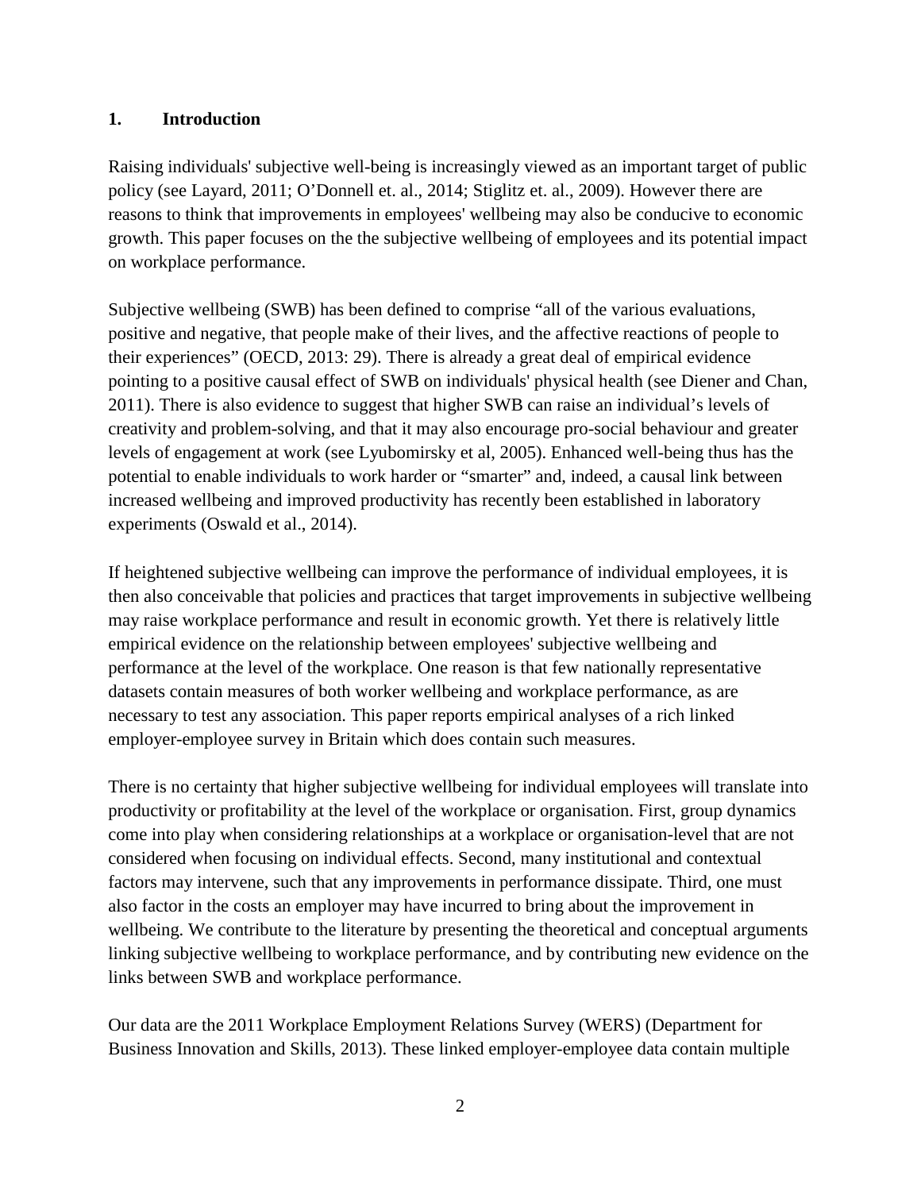## 1. Introduction

Raising individuals' subjective well-being is increasingly viewed as an important target of public policy (see Layard, 2011; O'Donnell et. al., 2014; Stiglitz et. al., 2009). However there are reasons to think that improvements in employees' wellbeing may also be conducive to economic growth. This paper focuses on the the subjective wellbeing of employees and its potential impact on workplace performance.

Subjective wellbeing (SWB) has been defined to comprise "all of the various evaluations, positive and negative, that people make of their lives, and the affective reactions of people to their experiences" (OECD, 2013: 29). There is already a great deal of empirical evidence pointing to a positive causal effect of SWB on individuals' physical health (see Diener and Chan, 2011). There is also evidence to suggest that higher SWB can raise an individual's levels of creativity and problem-solving, and that it may also encourage pro-social behaviour and greater levels of engagement at work (see Lyubomirsky et al, 2005). Enhanced well-being thus has the potential to enable individuals to work harder or "smarter" and, indeed, a causal link between increased wellbeing and improved productivity has recently been established in laboratory experiments (Oswald et al., 2014).

If heightened subjective wellbeing can improve the performance of individual employees, it is then also conceivable that policies and practices that target improvements in subjective wellbeing may raise workplace performance and result in economic growth. Yet there is relatively little empirical evidence on the relationship between employees' subjective wellbeing and performance at the level of the workplace. One reason is that few nationally representative datasets contain measures of both worker wellbeing and workplace performance, as are necessary to test any association. This paper reports empirical analyses of a rich linked employer-employee survey in Britain which does contain such measures.

There is no certainty that higher subjective wellbeing for individual employees will translate into productivity or profitability at the level of the workplace or organisation. First, group dynamics come into play when considering relationships at a workplace or organisation-level that are not considered when focusing on individual effects. Second, many institutional and contextual factors may intervene, such that any improvements in performance dissipate. Third, one must also factor in the costs an employer may have incurred to bring about the improvement in wellbeing. We contribute to the literature by presenting the theoretical and conceptual arguments linking subjective wellbeing to workplace performance, and by contributing new evidence on the links between SWB and workplace performance.

Our data are the 2011 Workplace Employment Relations Survey (WERS) (Department for Business Innovation and Skills, 2013). These linked employer-employee data contain multiple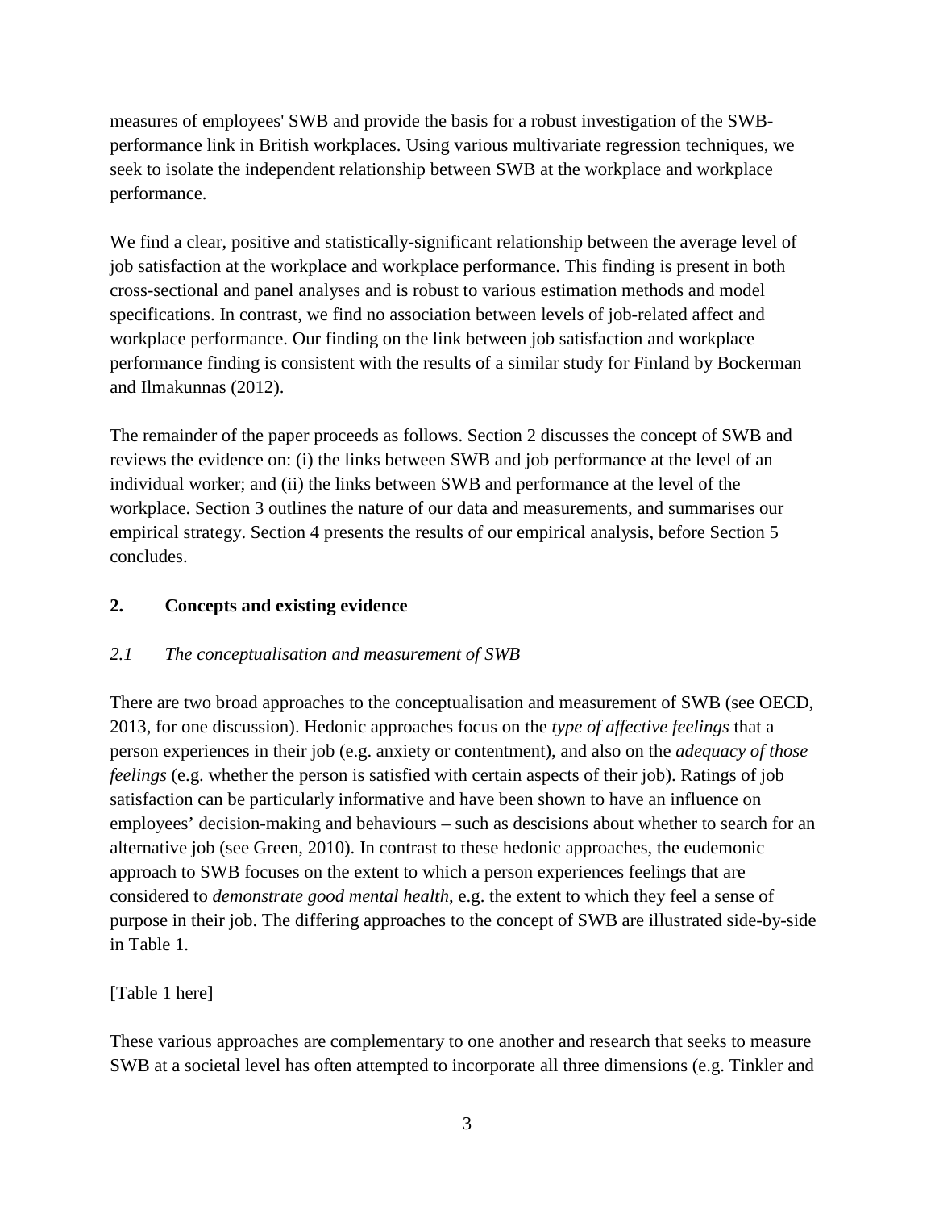measures of employees' SWB and provide the basis for a robust investigation of the SWB-performance link in British workplaces. Using various multivariate regression techniques, we seek to isolate the independent relationship between SWB at the workplace and workplace performance.

We find a clear, positive and statistically-significant relationship between the average level of job satisfaction at the workplace and workplace performance. This finding is present in both cross-sectional and panel analyses and is robust to various estimation methods and model specifications. In contrast, we find no association between levels of job-related affect and workplace performance. Our finding on the link between job satisfaction and workplace performance finding is consistent with the results of a similar study for Finland by Bockerman and Ilmakunnas (2012).

The remainder of the paper proceeds as follows. Section 2 discusses the concept of SWB and reviews the evidence on: (i) the links between SWB and job performance at the level of an individual worker; and (ii) the links between SWB and performance at the level of the workplace. Section 3 outlines the nature of our data and measurements, and summarises our empirical strategy. Section 4 presents the results of our empirical analysis, before Section 5 concludes.

## 2. Concepts and existing evidence

### *2.1 The conceptualisation and measurement of SWB*

There are two broad approaches to the conceptualisation and measurement of SWB (see OECD, 2013, for one discussion). Hedonic approaches focus on the *type of affective feelings* that a person experiences in their job (e.g. anxiety or contentment), and also on the *adequacy of those feelings* (e.g. whether the person is satisfied with certain aspects of their job). Ratings of job satisfaction can be particularly informative and have been shown to have an influence on employees' decision-making and behaviours – such as descisions about whether to search for an alternative job (see Green, 2010). In contrast to these hedonic approaches, the eudemonic approach to SWB focuses on the extent to which a person experiences feelings that are considered to *demonstrate good mental health*, e.g. the extent to which they feel a sense of purpose in their job. The differing approaches to the concept of SWB are illustrated side-by-side in Table 1.

[Table 1 here]

These various approaches are complementary to one another and research that seeks to measure SWB at a societal level has often attempted to incorporate all three dimensions (e.g. Tinkler and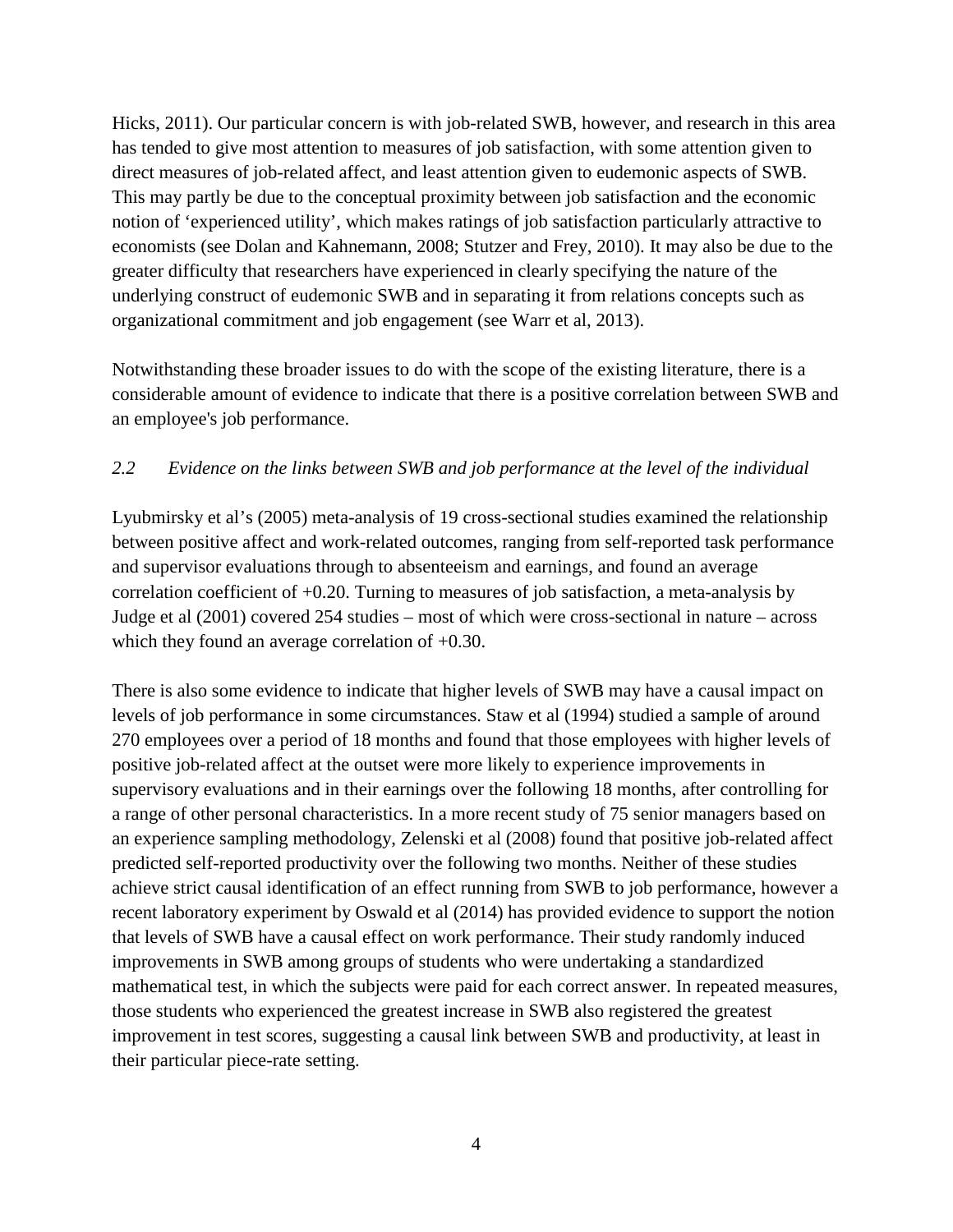Hicks, 2011). Our particular concern is with job-related SWB, however, and research in this area has tended to give most attention to measures of job satisfaction, with some attention given to direct measures of job-related affect, and least attention given to eudemonic aspects of SWB. This may partly be due to the conceptual proximity between job satisfaction and the economic notion of 'experienced utility', which makes ratings of job satisfaction particularly attractive to economists (see Dolan and Kahnemann, 2008; Stutzer and Frey, 2010). It may also be due to the greater difficulty that researchers have experienced in clearly specifying the nature of the underlying construct of eudemonic SWB and in separating it from relations concepts such as organizational commitment and job engagement (see Warr et al, 2013).

Notwithstanding these broader issues to do with the scope of the existing literature, there is a considerable amount of evidence to indicate that there is a positive correlation between SWB and an employee's job performance.

### *2.2 Evidence on the links between SWB and job performance at the level of the individual*

Lyubmirsky et al's (2005) meta-analysis of 19 cross-sectional studies examined the relationship between positive affect and work-related outcomes, ranging from self-reported task performance and supervisor evaluations through to absenteeism and earnings, and found an average correlation coefficient of +0.20. Turning to measures of job satisfaction, a meta-analysis by Judge et al (2001) covered 254 studies – most of which were cross-sectional in nature – across which they found an average correlation of +0.30.

There is also some evidence to indicate that higher levels of SWB may have a causal impact on levels of job performance in some circumstances. Staw et al (1994) studied a sample of around 270 employees over a period of 18 months and found that those employees with higher levels of positive job-related affect at the outset were more likely to experience improvements in supervisory evaluations and in their earnings over the following 18 months, after controlling for a range of other personal characteristics. In a more recent study of 75 senior managers based on an experience sampling methodology, Zelenski et al (2008) found that positive job-related affect predicted self-reported productivity over the following two months. Neither of these studies achieve strict causal identification of an effect running from SWB to job performance, however a recent laboratory experiment by Oswald et al (2014) has provided evidence to support the notion that levels of SWB have a causal effect on work performance. Their study randomly induced improvements in SWB among groups of students who were undertaking a standardized mathematical test, in which the subjects were paid for each correct answer. In repeated measures, those students who experienced the greatest increase in SWB also registered the greatest improvement in test scores, suggesting a causal link between SWB and productivity, at least in their particular piece-rate setting.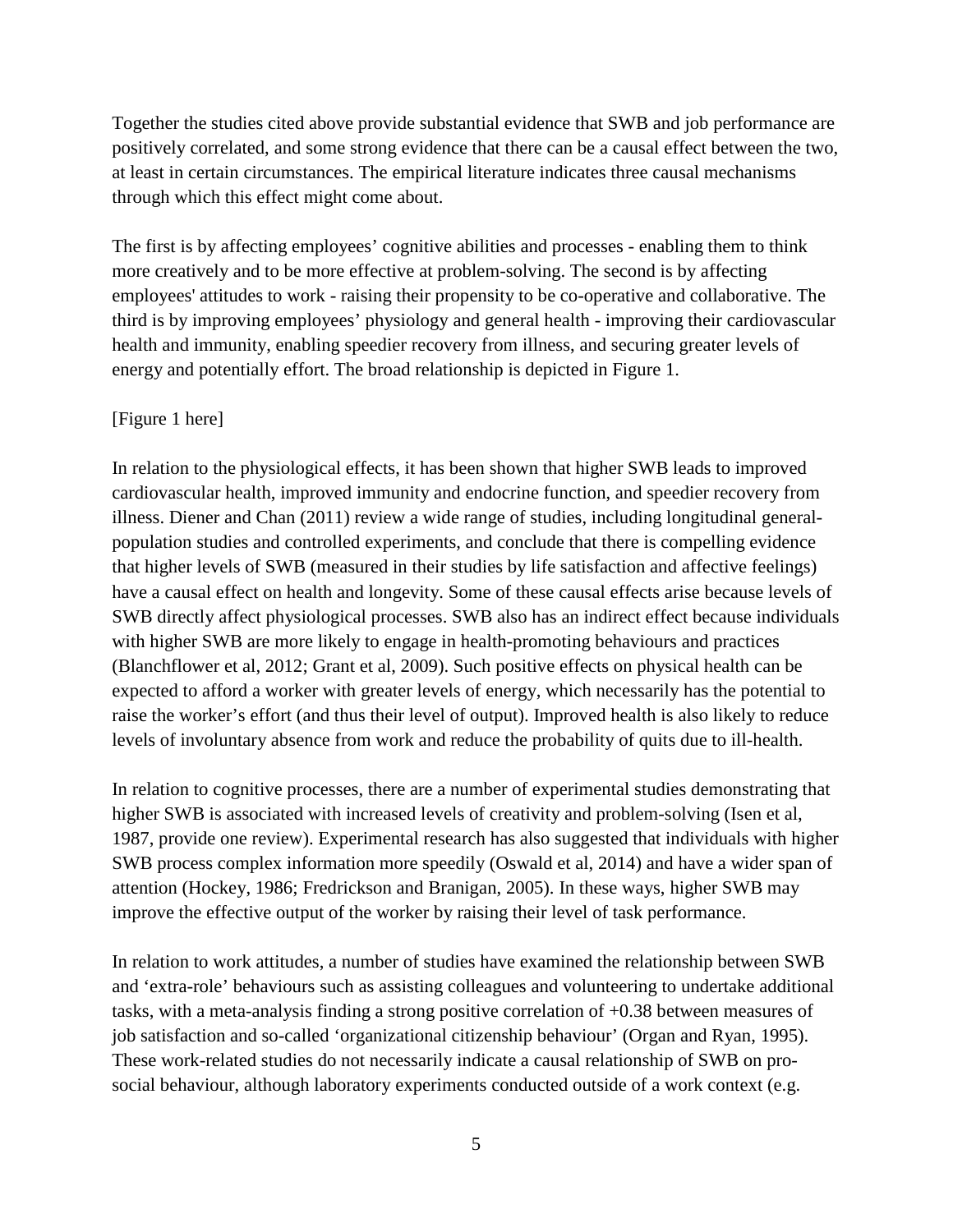Together the studies cited above provide substantial evidence that SWB and job performance are positively correlated, and some strong evidence that there can be a causal effect between the two, at least in certain circumstances. The empirical literature indicates three causal mechanisms through which this effect might come about.

The first is by affecting employees' cognitive abilities and processes - enabling them to think more creatively and to be more effective at problem-solving. The second is by affecting employees' attitudes to work - raising their propensity to be co-operative and collaborative. The third is by improving employees' physiology and general health - improving their cardiovascular health and immunity, enabling speedier recovery from illness, and securing greater levels of energy and potentially effort. The broad relationship is depicted in Figure 1.

[Figure 1 here]

In relation to the physiological effects, it has been shown that higher SWB leads to improved cardiovascular health, improved immunity and endocrine function, and speedier recovery from illness. Diener and Chan (2011) review a wide range of studies, including longitudinal general-population studies and controlled experiments, and conclude that there is compelling evidence that higher levels of SWB (measured in their studies by life satisfaction and affective feelings) have a causal effect on health and longevity. Some of these causal effects arise because levels of SWB directly affect physiological processes. SWB also has an indirect effect because individuals with higher SWB are more likely to engage in health-promoting behaviours and practices (Blanchflower et al, 2012; Grant et al, 2009). Such positive effects on physical health can be expected to afford a worker with greater levels of energy, which necessarily has the potential to raise the worker's effort (and thus their level of output). Improved health is also likely to reduce levels of involuntary absence from work and reduce the probability of quits due to ill-health.

In relation to cognitive processes, there are a number of experimental studies demonstrating that higher SWB is associated with increased levels of creativity and problem-solving (Isen et al, 1987, provide one review). Experimental research has also suggested that individuals with higher SWB process complex information more speedily (Oswald et al, 2014) and have a wider span of attention (Hockey, 1986; Fredrickson and Branigan, 2005). In these ways, higher SWB may improve the effective output of the worker by raising their level of task performance.

In relation to work attitudes, a number of studies have examined the relationship between SWB and 'extra-role' behaviours such as assisting colleagues and volunteering to undertake additional tasks, with a meta-analysis finding a strong positive correlation of +0.38 between measures of job satisfaction and so-called 'organizational citizenship behaviour' (Organ and Ryan, 1995). These work-related studies do not necessarily indicate a causal relationship of SWB on pro-social behaviour, although laboratory experiments conducted outside of a work context (e.g.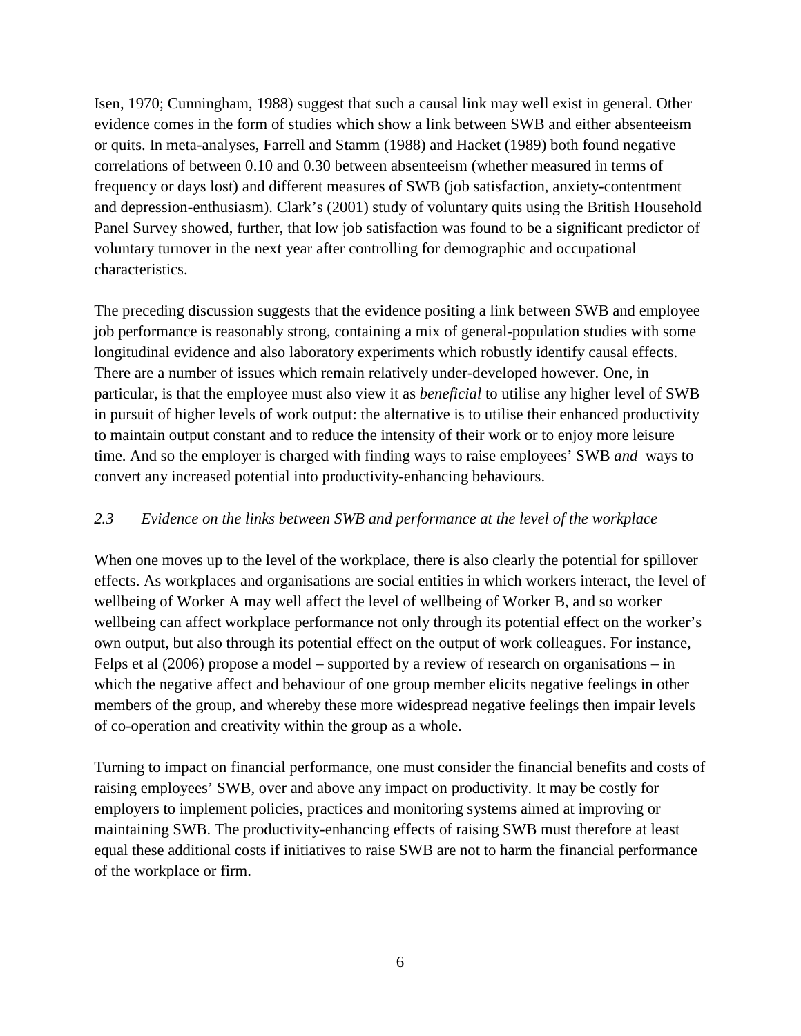Isen, 1970; Cunningham, 1988) suggest that such a causal link may well exist in general. Other evidence comes in the form of studies which show a link between SWB and either absenteeism or quits. In meta-analyses, Farrell and Stamm (1988) and Hacket (1989) both found negative correlations of between 0.10 and 0.30 between absenteeism (whether measured in terms of frequency or days lost) and different measures of SWB (job satisfaction, anxiety-contentment and depression-enthusiasm). Clark's (2001) study of voluntary quits using the British Household Panel Survey showed, further, that low job satisfaction was found to be a significant predictor of voluntary turnover in the next year after controlling for demographic and occupational characteristics.

The preceding discussion suggests that the evidence positing a link between SWB and employee job performance is reasonably strong, containing a mix of general-population studies with some longitudinal evidence and also laboratory experiments which robustly identify causal effects. There are a number of issues which remain relatively under-developed however. One, in particular, is that the employee must also view it as *beneficial* to utilise any higher level of SWB in pursuit of higher levels of work output: the alternative is to utilise their enhanced productivity to maintain output constant and to reduce the intensity of their work or to enjoy more leisure time. And so the employer is charged with finding ways to raise employees' SWB *and* ways to convert any increased potential into productivity-enhancing behaviours.

### *2.3 Evidence on the links between SWB and performance at the level of the workplace*

When one moves up to the level of the workplace, there is also clearly the potential for spillover effects. As workplaces and organisations are social entities in which workers interact, the level of wellbeing of Worker A may well affect the level of wellbeing of Worker B, and so worker wellbeing can affect workplace performance not only through its potential effect on the worker's own output, but also through its potential effect on the output of work colleagues. For instance, Felps et al (2006) propose a model – supported by a review of research on organisations – in which the negative affect and behaviour of one group member elicits negative feelings in other members of the group, and whereby these more widespread negative feelings then impair levels of co-operation and creativity within the group as a whole.

Turning to impact on financial performance, one must consider the financial benefits and costs of raising employees' SWB, over and above any impact on productivity. It may be costly for employers to implement policies, practices and monitoring systems aimed at improving or maintaining SWB. The productivity-enhancing effects of raising SWB must therefore at least equal these additional costs if initiatives to raise SWB are not to harm the financial performance of the workplace or firm.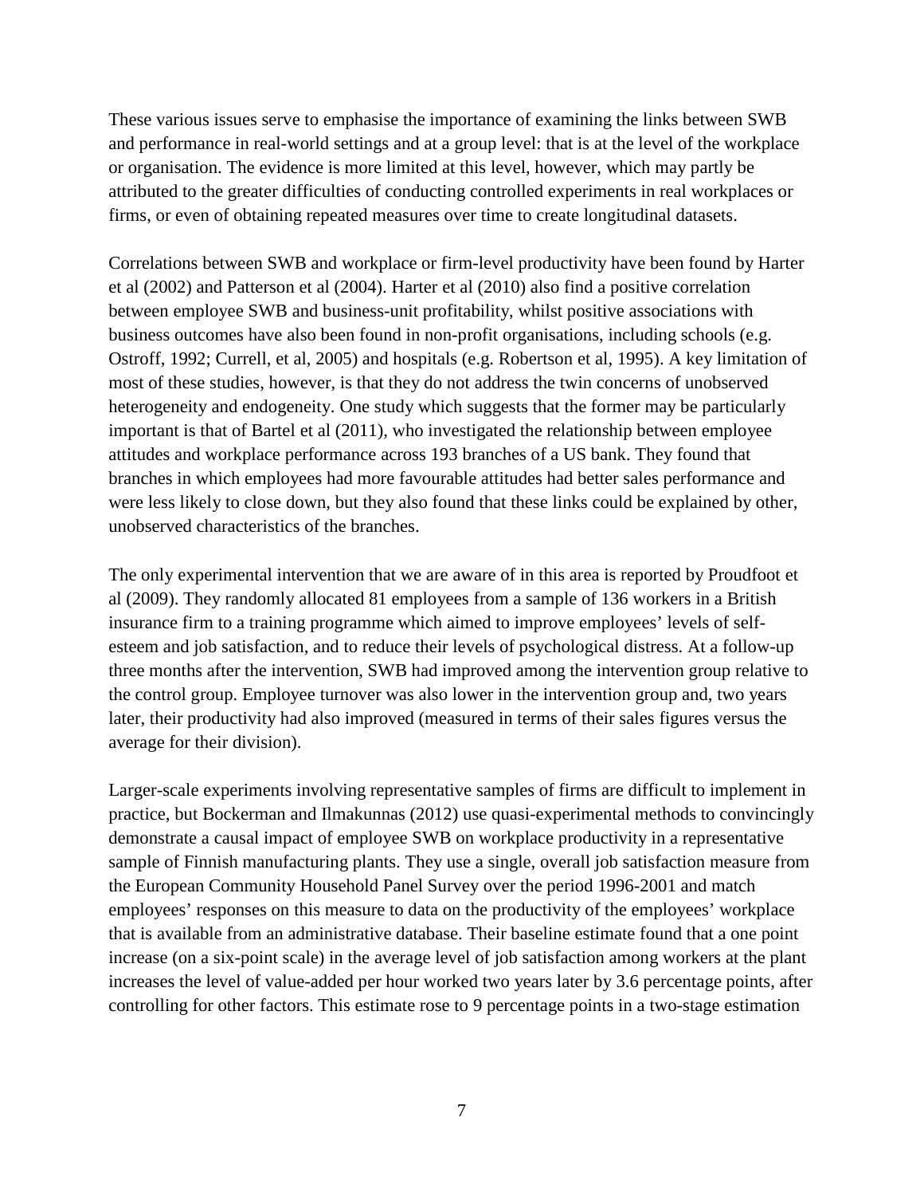These various issues serve to emphasise the importance of examining the links between SWB and performance in real-world settings and at a group level: that is at the level of the workplace or organisation. The evidence is more limited at this level, however, which may partly be attributed to the greater difficulties of conducting controlled experiments in real workplaces or firms, or even of obtaining repeated measures over time to create longitudinal datasets.

Correlations between SWB and workplace or firm-level productivity have been found by Harter et al (2002) and Patterson et al (2004). Harter et al (2010) also find a positive correlation between employee SWB and business-unit profitability, whilst positive associations with business outcomes have also been found in non-profit organisations, including schools (e.g. Ostroff, 1992; Currell, et al, 2005) and hospitals (e.g. Robertson et al, 1995). A key limitation of most of these studies, however, is that they do not address the twin concerns of unobserved heterogeneity and endogeneity. One study which suggests that the former may be particularly important is that of Bartel et al (2011), who investigated the relationship between employee attitudes and workplace performance across 193 branches of a US bank. They found that branches in which employees had more favourable attitudes had better sales performance and were less likely to close down, but they also found that these links could be explained by other, unobserved characteristics of the branches.

The only experimental intervention that we are aware of in this area is reported by Proudfoot et al (2009). They randomly allocated 81 employees from a sample of 136 workers in a British insurance firm to a training programme which aimed to improve employees' levels of self-esteem and job satisfaction, and to reduce their levels of psychological distress. At a follow-up three months after the intervention, SWB had improved among the intervention group relative to the control group. Employee turnover was also lower in the intervention group and, two years later, their productivity had also improved (measured in terms of their sales figures versus the average for their division).

Larger-scale experiments involving representative samples of firms are difficult to implement in practice, but Bockerman and Ilmakunnas (2012) use quasi-experimental methods to convincingly demonstrate a causal impact of employee SWB on workplace productivity in a representative sample of Finnish manufacturing plants. They use a single, overall job satisfaction measure from the European Community Household Panel Survey over the period 1996-2001 and match employees' responses on this measure to data on the productivity of the employees' workplace that is available from an administrative database. Their baseline estimate found that a one point increase (on a six-point scale) in the average level of job satisfaction among workers at the plant increases the level of value-added per hour worked two years later by 3.6 percentage points, after controlling for other factors. This estimate rose to 9 percentage points in a two-stage estimation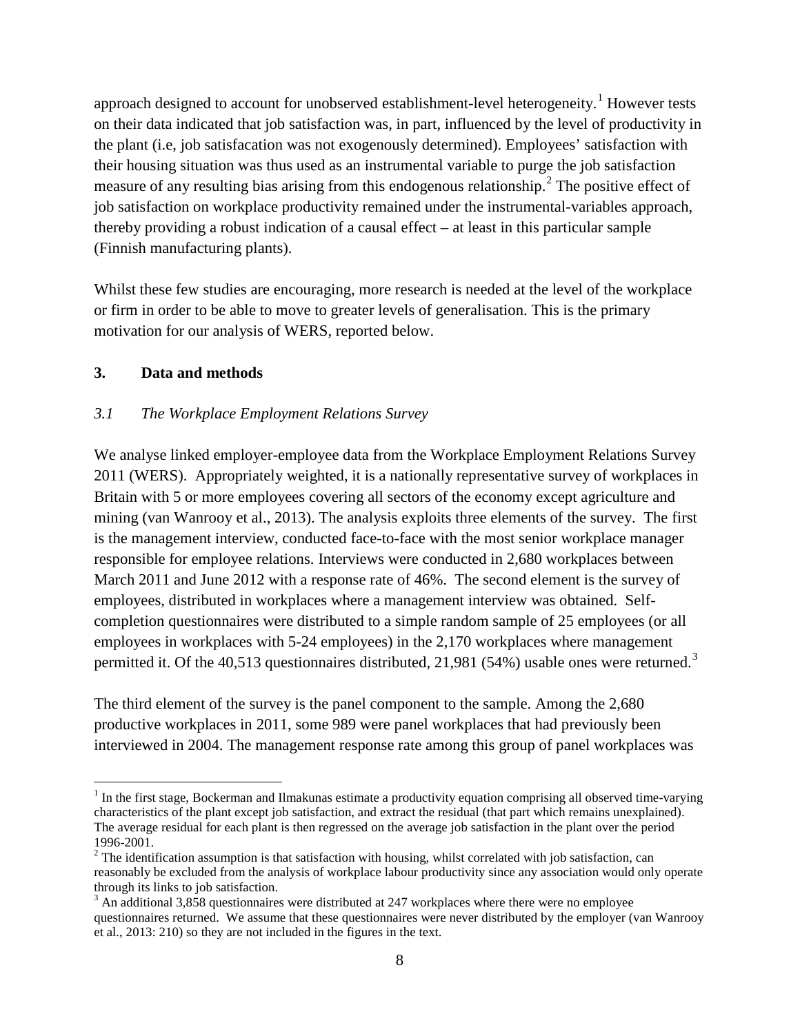approach designed to account for unobserved establishment-level heterogeneity.[1] However tests on their data indicated that job satisfaction was, in part, influenced by the level of productivity in the plant (i.e, job satisfacation was not exogenously determined). Employees' satisfaction with their housing situation was thus used as an instrumental variable to purge the job satisfaction measure of any resulting bias arising from this endogenous relationship.[2] The positive effect of job satisfaction on workplace productivity remained under the instrumental-variables approach, thereby providing a robust indication of a causal effect – at least in this particular sample (Finnish manufacturing plants).

Whilst these few studies are encouraging, more research is needed at the level of the workplace or firm in order to be able to move to greater levels of generalisation. This is the primary motivation for our analysis of WERS, reported below.

## 3. Data and methods

### *3.1 The Workplace Employment Relations Survey*

We analyse linked employer-employee data from the Workplace Employment Relations Survey 2011 (WERS). Appropriately weighted, it is a nationally representative survey of workplaces in Britain with 5 or more employees covering all sectors of the economy except agriculture and mining (van Wanrooy et al., 2013). The analysis exploits three elements of the survey. The first is the management interview, conducted face-to-face with the most senior workplace manager responsible for employee relations. Interviews were conducted in 2,680 workplaces between March 2011 and June 2012 with a response rate of 46%. The second element is the survey of employees, distributed in workplaces where a management interview was obtained. Self-completion questionnaires were distributed to a simple random sample of 25 employees (or all employees in workplaces with 5-24 employees) in the 2,170 workplaces where management permitted it. Of the 40,513 questionnaires distributed, 21,981 (54%) usable ones were returned.[3]

The third element of the survey is the panel component to the sample. Among the 2,680 productive workplaces in 2011, some 989 were panel workplaces that had previously been interviewed in 2004. The management response rate among this group of panel workplaces was

---

[1] In the first stage, Bockerman and Ilmakunas estimate a productivity equation comprising all observed time-varying characteristics of the plant except job satisfaction, and extract the residual (that part which remains unexplained). The average residual for each plant is then regressed on the average job satisfaction in the plant over the period 1996-2001.

[2] The identification assumption is that satisfaction with housing, whilst correlated with job satisfaction, can reasonably be excluded from the analysis of workplace labour productivity since any association would only operate through its links to job satisfaction.

[3] An additional 3,858 questionnaires were distributed at 247 workplaces where there were no employee questionnaires returned. We assume that these questionnaires were never distributed by the employer (van Wanrooy et al., 2013: 210) so they are not included in the figures in the text.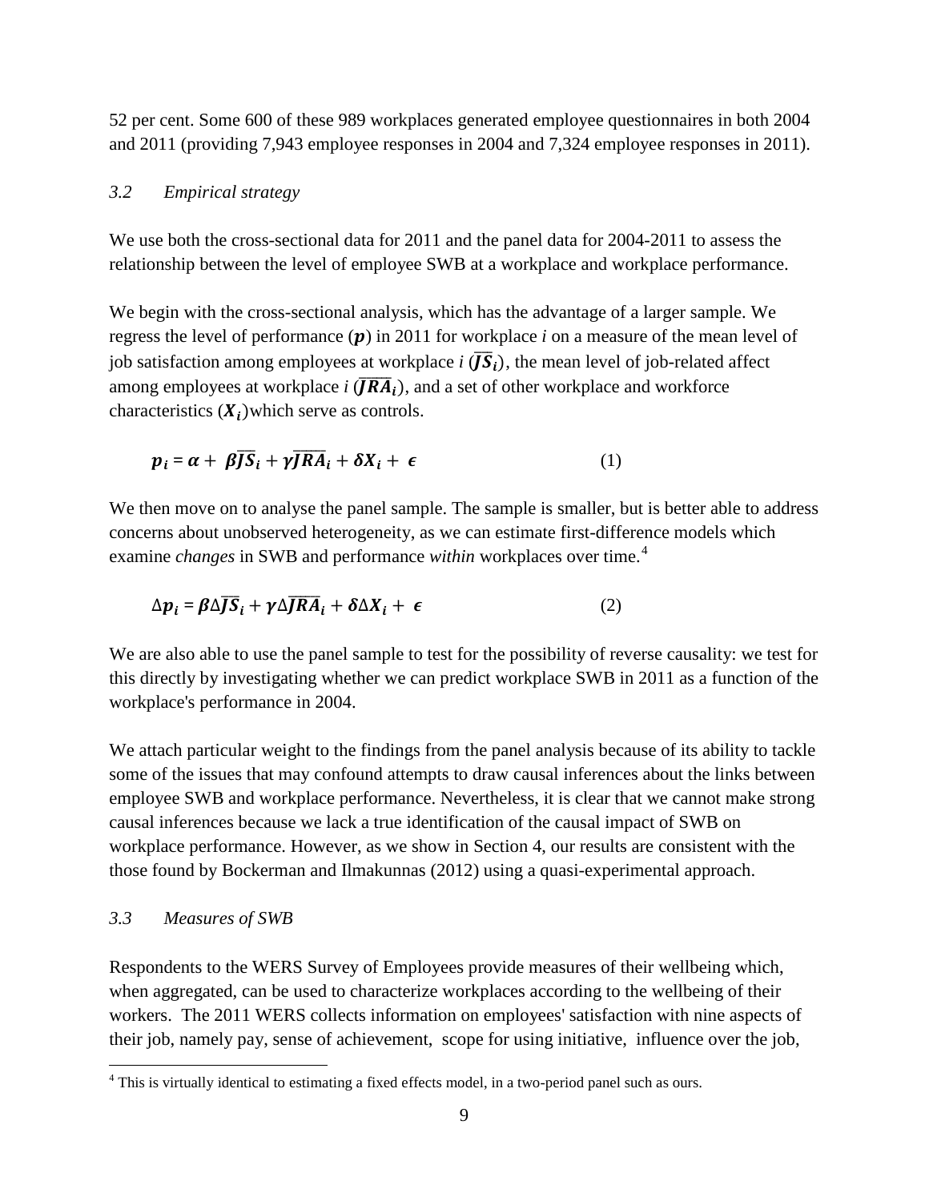52 per cent. Some 600 of these 989 workplaces generated employee questionnaires in both 2004 and 2011 (providing 7,943 employee responses in 2004 and 7,324 employee responses in 2011).

### *3.2 Empirical strategy*

We use both the cross-sectional data for 2011 and the panel data for 2004-2011 to assess the relationship between the level of employee SWB at a workplace and workplace performance.

We begin with the cross-sectional analysis, which has the advantage of a larger sample. We regress the level of performance ($\boldsymbol{p}$) in 2011 for workplace *i* on a measure of the mean level of job satisfaction among employees at workplace *i* ($\overline{\boldsymbol{JS}}_{\boldsymbol{i}}$), the mean level of job-related affect among employees at workplace *i* ($\overline{\boldsymbol{JRA}}_{\boldsymbol{i}}$), and a set of other workplace and workforce characteristics ($\boldsymbol{X_i}$)which serve as controls.

$$\boldsymbol{p_i} = \boldsymbol{\alpha} + \boldsymbol{\beta}\overline{\boldsymbol{JS}}_{\boldsymbol{i}} + \boldsymbol{\gamma}\overline{\boldsymbol{JRA}}_{\boldsymbol{i}} + \boldsymbol{\delta}\boldsymbol{X_i} + \boldsymbol{\epsilon} \tag{1}$$

We then move on to analyse the panel sample. The sample is smaller, but is better able to address concerns about unobserved heterogeneity, as we can estimate first-difference models which examine *changes* in SWB and performance *within* workplaces over time.[4]

$$\Delta\boldsymbol{p_i} = \boldsymbol{\beta}\Delta\overline{\boldsymbol{JS}}_{\boldsymbol{i}} + \boldsymbol{\gamma}\Delta\overline{\boldsymbol{JRA}}_{\boldsymbol{i}} + \boldsymbol{\delta}\Delta\boldsymbol{X_i} + \boldsymbol{\epsilon} \tag{2}$$

We are also able to use the panel sample to test for the possibility of reverse causality: we test for this directly by investigating whether we can predict workplace SWB in 2011 as a function of the workplace's performance in 2004.

We attach particular weight to the findings from the panel analysis because of its ability to tackle some of the issues that may confound attempts to draw causal inferences about the links between employee SWB and workplace performance. Nevertheless, it is clear that we cannot make strong causal inferences because we lack a true identification of the causal impact of SWB on workplace performance. However, as we show in Section 4, our results are consistent with the those found by Bockerman and Ilmakunnas (2012) using a quasi-experimental approach.

### *3.3 Measures of SWB*

Respondents to the WERS Survey of Employees provide measures of their wellbeing which, when aggregated, can be used to characterize workplaces according to the wellbeing of their workers. The 2011 WERS collects information on employees' satisfaction with nine aspects of their job, namely pay, sense of achievement, scope for using initiative, influence over the job,

---

[4] This is virtually identical to estimating a fixed effects model, in a two-period panel such as ours.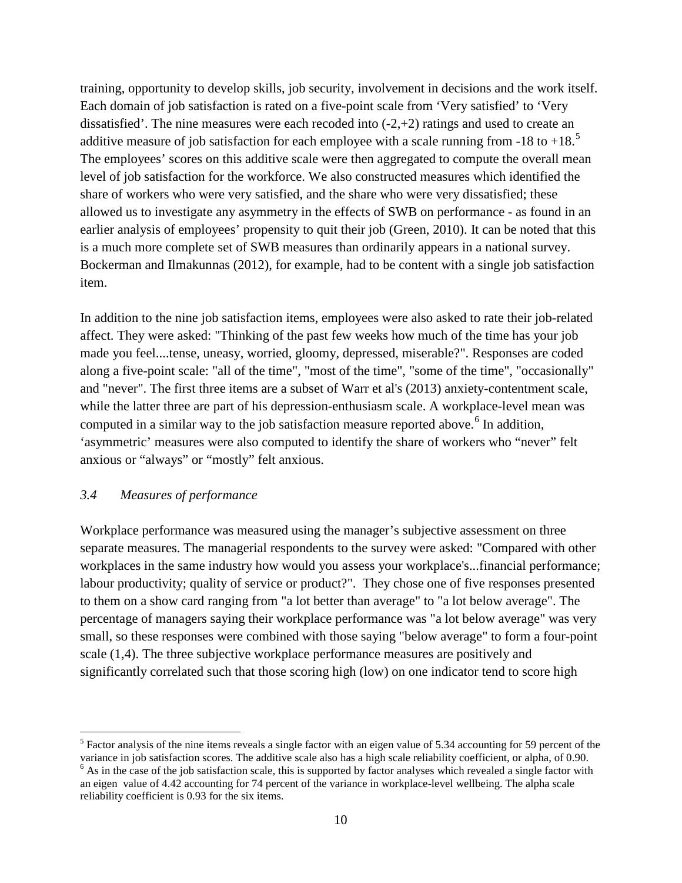training, opportunity to develop skills, job security, involvement in decisions and the work itself. Each domain of job satisfaction is rated on a five-point scale from 'Very satisfied' to 'Very dissatisfied'. The nine measures were each recoded into (-2,+2) ratings and used to create an additive measure of job satisfaction for each employee with a scale running from -18 to +18.[5] The employees' scores on this additive scale were then aggregated to compute the overall mean level of job satisfaction for the workforce. We also constructed measures which identified the share of workers who were very satisfied, and the share who were very dissatisfied; these allowed us to investigate any asymmetry in the effects of SWB on performance - as found in an earlier analysis of employees' propensity to quit their job (Green, 2010). It can be noted that this is a much more complete set of SWB measures than ordinarily appears in a national survey. Bockerman and Ilmakunnas (2012), for example, had to be content with a single job satisfaction item.

In addition to the nine job satisfaction items, employees were also asked to rate their job-related affect. They were asked: "Thinking of the past few weeks how much of the time has your job made you feel....tense, uneasy, worried, gloomy, depressed, miserable?". Responses are coded along a five-point scale: "all of the time", "most of the time", "some of the time", "occasionally" and "never". The first three items are a subset of Warr et al's (2013) anxiety-contentment scale, while the latter three are part of his depression-enthusiasm scale. A workplace-level mean was computed in a similar way to the job satisfaction measure reported above.[6] In addition, 'asymmetric' measures were also computed to identify the share of workers who "never" felt anxious or "always" or "mostly" felt anxious.

### *3.4 Measures of performance*

Workplace performance was measured using the manager's subjective assessment on three separate measures. The managerial respondents to the survey were asked: "Compared with other workplaces in the same industry how would you assess your workplace's...financial performance; labour productivity; quality of service or product?". They chose one of five responses presented to them on a show card ranging from "a lot better than average" to "a lot below average". The percentage of managers saying their workplace performance was "a lot below average" was very small, so these responses were combined with those saying "below average" to form a four-point scale (1,4). The three subjective workplace performance measures are positively and significantly correlated such that those scoring high (low) on one indicator tend to score high

---

[5] Factor analysis of the nine items reveals a single factor with an eigen value of 5.34 accounting for 59 percent of the variance in job satisfaction scores. The additive scale also has a high scale reliability coefficient, or alpha, of 0.90.

[6] As in the case of the job satisfaction scale, this is supported by factor analyses which revealed a single factor with an eigen value of 4.42 accounting for 74 percent of the variance in workplace-level wellbeing. The alpha scale reliability coefficient is 0.93 for the six items.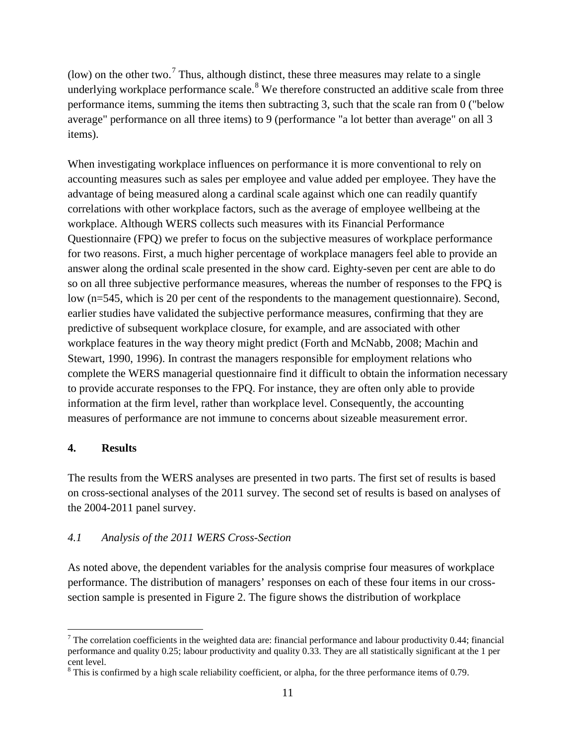(low) on the other two.[7] Thus, although distinct, these three measures may relate to a single underlying workplace performance scale.[8] We therefore constructed an additive scale from three performance items, summing the items then subtracting 3, such that the scale ran from 0 ("below average" performance on all three items) to 9 (performance "a lot better than average" on all 3 items).

When investigating workplace influences on performance it is more conventional to rely on accounting measures such as sales per employee and value added per employee. They have the advantage of being measured along a cardinal scale against which one can readily quantify correlations with other workplace factors, such as the average of employee wellbeing at the workplace. Although WERS collects such measures with its Financial Performance Questionnaire (FPQ) we prefer to focus on the subjective measures of workplace performance for two reasons. First, a much higher percentage of workplace managers feel able to provide an answer along the ordinal scale presented in the show card. Eighty-seven per cent are able to do so on all three subjective performance measures, whereas the number of responses to the FPQ is low (n=545, which is 20 per cent of the respondents to the management questionnaire). Second, earlier studies have validated the subjective performance measures, confirming that they are predictive of subsequent workplace closure, for example, and are associated with other workplace features in the way theory might predict (Forth and McNabb, 2008; Machin and Stewart, 1990, 1996). In contrast the managers responsible for employment relations who complete the WERS managerial questionnaire find it difficult to obtain the information necessary to provide accurate responses to the FPQ. For instance, they are often only able to provide information at the firm level, rather than workplace level. Consequently, the accounting measures of performance are not immune to concerns about sizeable measurement error.

## 4. Results

The results from the WERS analyses are presented in two parts. The first set of results is based on cross-sectional analyses of the 2011 survey. The second set of results is based on analyses of the 2004-2011 panel survey.

### *4.1 Analysis of the 2011 WERS Cross-Section*

As noted above, the dependent variables for the analysis comprise four measures of workplace performance. The distribution of managers' responses on each of these four items in our cross-section sample is presented in Figure 2. The figure shows the distribution of workplace

---

[7] The correlation coefficients in the weighted data are: financial performance and labour productivity 0.44; financial performance and quality 0.25; labour productivity and quality 0.33. They are all statistically significant at the 1 per cent level.

[8] This is confirmed by a high scale reliability coefficient, or alpha, for the three performance items of 0.79.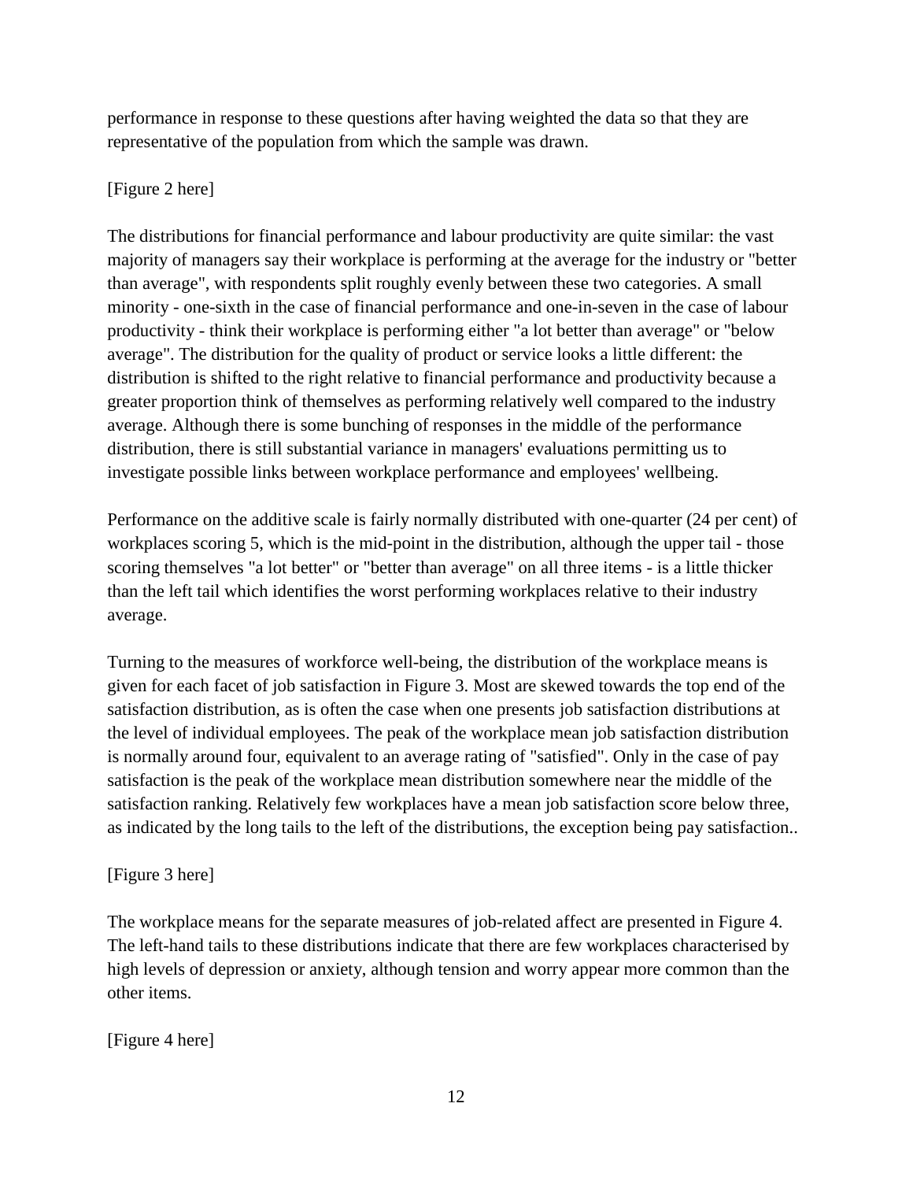performance in response to these questions after having weighted the data so that they are representative of the population from which the sample was drawn.

[Figure 2 here]

The distributions for financial performance and labour productivity are quite similar: the vast majority of managers say their workplace is performing at the average for the industry or "better than average", with respondents split roughly evenly between these two categories. A small minority - one-sixth in the case of financial performance and one-in-seven in the case of labour productivity - think their workplace is performing either "a lot better than average" or "below average". The distribution for the quality of product or service looks a little different: the distribution is shifted to the right relative to financial performance and productivity because a greater proportion think of themselves as performing relatively well compared to the industry average. Although there is some bunching of responses in the middle of the performance distribution, there is still substantial variance in managers' evaluations permitting us to investigate possible links between workplace performance and employees' wellbeing.

Performance on the additive scale is fairly normally distributed with one-quarter (24 per cent) of workplaces scoring 5, which is the mid-point in the distribution, although the upper tail - those scoring themselves "a lot better" or "better than average" on all three items - is a little thicker than the left tail which identifies the worst performing workplaces relative to their industry average.

Turning to the measures of workforce well-being, the distribution of the workplace means is given for each facet of job satisfaction in Figure 3. Most are skewed towards the top end of the satisfaction distribution, as is often the case when one presents job satisfaction distributions at the level of individual employees. The peak of the workplace mean job satisfaction distribution is normally around four, equivalent to an average rating of "satisfied". Only in the case of pay satisfaction is the peak of the workplace mean distribution somewhere near the middle of the satisfaction ranking. Relatively few workplaces have a mean job satisfaction score below three, as indicated by the long tails to the left of the distributions, the exception being pay satisfaction..

[Figure 3 here]

The workplace means for the separate measures of job-related affect are presented in Figure 4. The left-hand tails to these distributions indicate that there are few workplaces characterised by high levels of depression or anxiety, although tension and worry appear more common than the other items.

[Figure 4 here]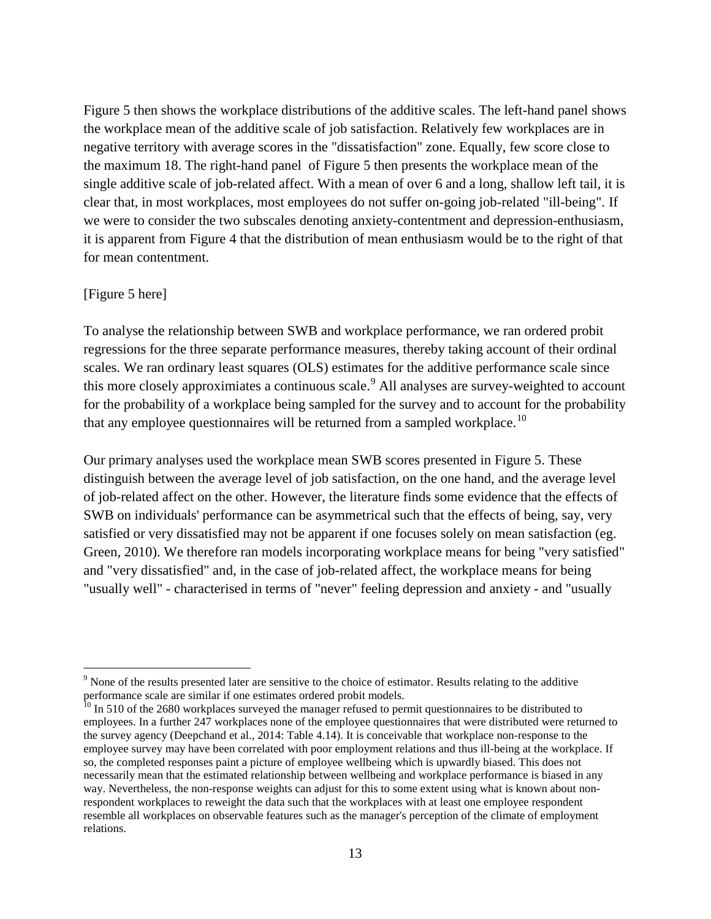Figure 5 then shows the workplace distributions of the additive scales. The left-hand panel shows the workplace mean of the additive scale of job satisfaction. Relatively few workplaces are in negative territory with average scores in the "dissatisfaction" zone. Equally, few score close to the maximum 18. The right-hand panel of Figure 5 then presents the workplace mean of the single additive scale of job-related affect. With a mean of over 6 and a long, shallow left tail, it is clear that, in most workplaces, most employees do not suffer on-going job-related "ill-being". If we were to consider the two subscales denoting anxiety-contentment and depression-enthusiasm, it is apparent from Figure 4 that the distribution of mean enthusiasm would be to the right of that for mean contentment.

[Figure 5 here]

To analyse the relationship between SWB and workplace performance, we ran ordered probit regressions for the three separate performance measures, thereby taking account of their ordinal scales. We ran ordinary least squares (OLS) estimates for the additive performance scale since this more closely approximiates a continuous scale.[9] All analyses are survey-weighted to account for the probability of a workplace being sampled for the survey and to account for the probability that any employee questionnaires will be returned from a sampled workplace.[10]

Our primary analyses used the workplace mean SWB scores presented in Figure 5. These distinguish between the average level of job satisfaction, on the one hand, and the average level of job-related affect on the other. However, the literature finds some evidence that the effects of SWB on individuals' performance can be asymmetrical such that the effects of being, say, very satisfied or very dissatisfied may not be apparent if one focuses solely on mean satisfaction (eg. Green, 2010). We therefore ran models incorporating workplace means for being "very satisfied" and "very dissatisfied" and, in the case of job-related affect, the workplace means for being "usually well" - characterised in terms of "never" feeling depression and anxiety - and "usually

---

[9] None of the results presented later are sensitive to the choice of estimator. Results relating to the additive performance scale are similar if one estimates ordered probit models.

[10] In 510 of the 2680 workplaces surveyed the manager refused to permit questionnaires to be distributed to employees. In a further 247 workplaces none of the employee questionnaires that were distributed were returned to the survey agency (Deepchand et al., 2014: Table 4.14). It is conceivable that workplace non-response to the employee survey may have been correlated with poor employment relations and thus ill-being at the workplace. If so, the completed responses paint a picture of employee wellbeing which is upwardly biased. This does not necessarily mean that the estimated relationship between wellbeing and workplace performance is biased in any way. Nevertheless, the non-response weights can adjust for this to some extent using what is known about non-respondent workplaces to reweight the data such that the workplaces with at least one employee respondent resemble all workplaces on observable features such as the manager's perception of the climate of employment relations.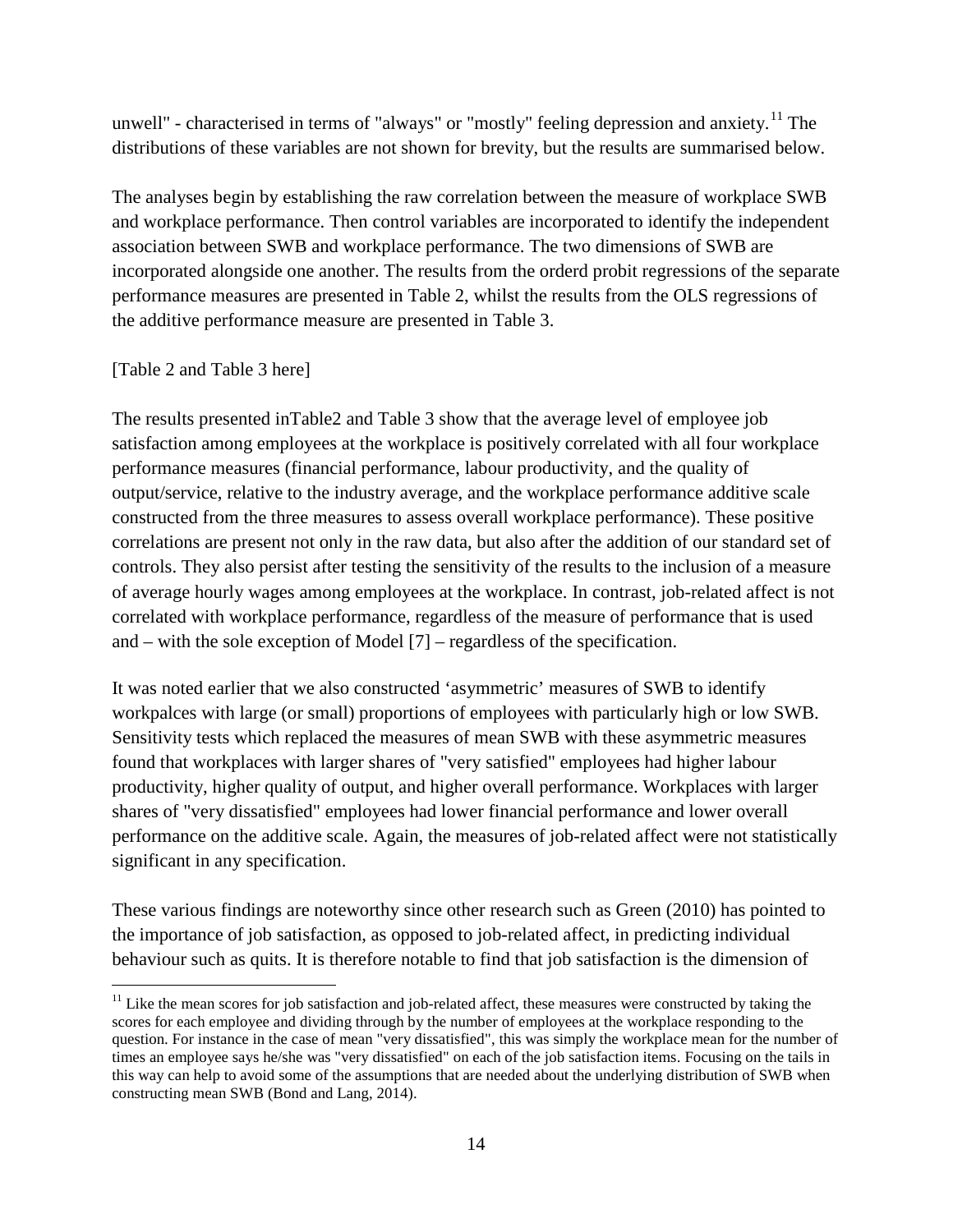unwell" - characterised in terms of "always" or "mostly" feeling depression and anxiety.[11] The distributions of these variables are not shown for brevity, but the results are summarised below.

The analyses begin by establishing the raw correlation between the measure of workplace SWB and workplace performance. Then control variables are incorporated to identify the independent association between SWB and workplace performance. The two dimensions of SWB are incorporated alongside one another. The results from the orderd probit regressions of the separate performance measures are presented in Table 2, whilst the results from the OLS regressions of the additive performance measure are presented in Table 3.

[Table 2 and Table 3 here]

The results presented inTable2 and Table 3 show that the average level of employee job satisfaction among employees at the workplace is positively correlated with all four workplace performance measures (financial performance, labour productivity, and the quality of output/service, relative to the industry average, and the workplace performance additive scale constructed from the three measures to assess overall workplace performance). These positive correlations are present not only in the raw data, but also after the addition of our standard set of controls. They also persist after testing the sensitivity of the results to the inclusion of a measure of average hourly wages among employees at the workplace. In contrast, job-related affect is not correlated with workplace performance, regardless of the measure of performance that is used and – with the sole exception of Model [7] – regardless of the specification.

It was noted earlier that we also constructed 'asymmetric' measures of SWB to identify workpalces with large (or small) proportions of employees with particularly high or low SWB. Sensitivity tests which replaced the measures of mean SWB with these asymmetric measures found that workplaces with larger shares of "very satisfied" employees had higher labour productivity, higher quality of output, and higher overall performance. Workplaces with larger shares of "very dissatisfied" employees had lower financial performance and lower overall performance on the additive scale. Again, the measures of job-related affect were not statistically significant in any specification.

These various findings are noteworthy since other research such as Green (2010) has pointed to the importance of job satisfaction, as opposed to job-related affect, in predicting individual behaviour such as quits. It is therefore notable to find that job satisfaction is the dimension of

[11] Like the mean scores for job satisfaction and job-related affect, these measures were constructed by taking the scores for each employee and dividing through by the number of employees at the workplace responding to the question. For instance in the case of mean "very dissatisfied", this was simply the workplace mean for the number of times an employee says he/she was "very dissatisfied" on each of the job satisfaction items. Focusing on the tails in this way can help to avoid some of the assumptions that are needed about the underlying distribution of SWB when constructing mean SWB (Bond and Lang, 2014).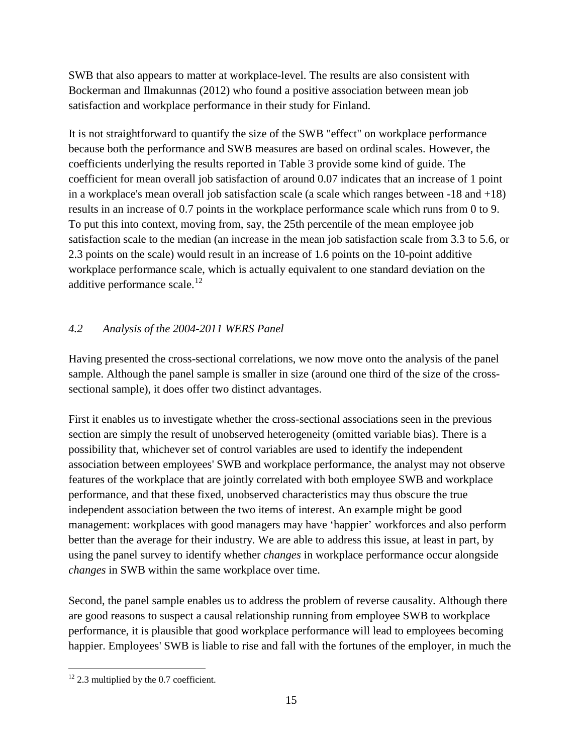SWB that also appears to matter at workplace-level. The results are also consistent with Bockerman and Ilmakunnas (2012) who found a positive association between mean job satisfaction and workplace performance in their study for Finland.

It is not straightforward to quantify the size of the SWB "effect" on workplace performance because both the performance and SWB measures are based on ordinal scales. However, the coefficients underlying the results reported in Table 3 provide some kind of guide. The coefficient for mean overall job satisfaction of around 0.07 indicates that an increase of 1 point in a workplace's mean overall job satisfaction scale (a scale which ranges between -18 and +18) results in an increase of 0.7 points in the workplace performance scale which runs from 0 to 9. To put this into context, moving from, say, the 25th percentile of the mean employee job satisfaction scale to the median (an increase in the mean job satisfaction scale from 3.3 to 5.6, or 2.3 points on the scale) would result in an increase of 1.6 points on the 10-point additive workplace performance scale, which is actually equivalent to one standard deviation on the additive performance scale.[12]

### *4.2 Analysis of the 2004-2011 WERS Panel*

Having presented the cross-sectional correlations, we now move onto the analysis of the panel sample. Although the panel sample is smaller in size (around one third of the size of the cross-sectional sample), it does offer two distinct advantages.

First it enables us to investigate whether the cross-sectional associations seen in the previous section are simply the result of unobserved heterogeneity (omitted variable bias). There is a possibility that, whichever set of control variables are used to identify the independent association between employees' SWB and workplace performance, the analyst may not observe features of the workplace that are jointly correlated with both employee SWB and workplace performance, and that these fixed, unobserved characteristics may thus obscure the true independent association between the two items of interest. An example might be good management: workplaces with good managers may have 'happier' workforces and also perform better than the average for their industry. We are able to address this issue, at least in part, by using the panel survey to identify whether *changes* in workplace performance occur alongside *changes* in SWB within the same workplace over time.

Second, the panel sample enables us to address the problem of reverse causality. Although there are good reasons to suspect a causal relationship running from employee SWB to workplace performance, it is plausible that good workplace performance will lead to employees becoming happier. Employees' SWB is liable to rise and fall with the fortunes of the employer, in much the

---

[12] 2.3 multiplied by the 0.7 coefficient.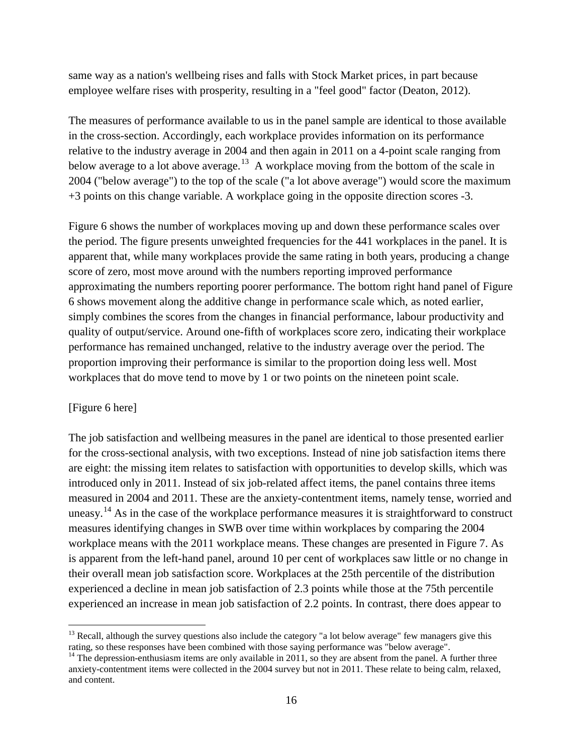same way as a nation's wellbeing rises and falls with Stock Market prices, in part because employee welfare rises with prosperity, resulting in a "feel good" factor (Deaton, 2012).

The measures of performance available to us in the panel sample are identical to those available in the cross-section. Accordingly, each workplace provides information on its performance relative to the industry average in 2004 and then again in 2011 on a 4-point scale ranging from below average to a lot above average.[13] A workplace moving from the bottom of the scale in 2004 ("below average") to the top of the scale ("a lot above average") would score the maximum +3 points on this change variable. A workplace going in the opposite direction scores -3.

Figure 6 shows the number of workplaces moving up and down these performance scales over the period. The figure presents unweighted frequencies for the 441 workplaces in the panel. It is apparent that, while many workplaces provide the same rating in both years, producing a change score of zero, most move around with the numbers reporting improved performance approximating the numbers reporting poorer performance. The bottom right hand panel of Figure 6 shows movement along the additive change in performance scale which, as noted earlier, simply combines the scores from the changes in financial performance, labour productivity and quality of output/service. Around one-fifth of workplaces score zero, indicating their workplace performance has remained unchanged, relative to the industry average over the period. The proportion improving their performance is similar to the proportion doing less well. Most workplaces that do move tend to move by 1 or two points on the nineteen point scale.

[Figure 6 here]

The job satisfaction and wellbeing measures in the panel are identical to those presented earlier for the cross-sectional analysis, with two exceptions. Instead of nine job satisfaction items there are eight: the missing item relates to satisfaction with opportunities to develop skills, which was introduced only in 2011. Instead of six job-related affect items, the panel contains three items measured in 2004 and 2011. These are the anxiety-contentment items, namely tense, worried and uneasy.[14] As in the case of the workplace performance measures it is straightforward to construct measures identifying changes in SWB over time within workplaces by comparing the 2004 workplace means with the 2011 workplace means. These changes are presented in Figure 7. As is apparent from the left-hand panel, around 10 per cent of workplaces saw little or no change in their overall mean job satisfaction score. Workplaces at the 25th percentile of the distribution experienced a decline in mean job satisfaction of 2.3 points while those at the 75th percentile experienced an increase in mean job satisfaction of 2.2 points. In contrast, there does appear to

---

[13] Recall, although the survey questions also include the category "a lot below average" few managers give this rating, so these responses have been combined with those saying performance was "below average".

[14] The depression-enthusiasm items are only available in 2011, so they are absent from the panel. A further three anxiety-contentment items were collected in the 2004 survey but not in 2011. These relate to being calm, relaxed, and content.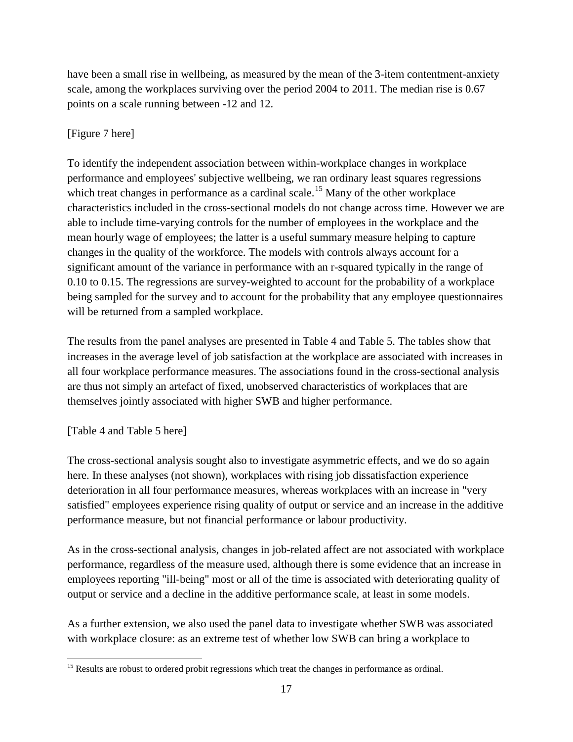have been a small rise in wellbeing, as measured by the mean of the 3-item contentment-anxiety scale, among the workplaces surviving over the period 2004 to 2011. The median rise is 0.67 points on a scale running between -12 and 12.

[Figure 7 here]

To identify the independent association between within-workplace changes in workplace performance and employees' subjective wellbeing, we ran ordinary least squares regressions which treat changes in performance as a cardinal scale.[15] Many of the other workplace characteristics included in the cross-sectional models do not change across time. However we are able to include time-varying controls for the number of employees in the workplace and the mean hourly wage of employees; the latter is a useful summary measure helping to capture changes in the quality of the workforce. The models with controls always account for a significant amount of the variance in performance with an r-squared typically in the range of 0.10 to 0.15. The regressions are survey-weighted to account for the probability of a workplace being sampled for the survey and to account for the probability that any employee questionnaires will be returned from a sampled workplace.

The results from the panel analyses are presented in Table 4 and Table 5. The tables show that increases in the average level of job satisfaction at the workplace are associated with increases in all four workplace performance measures. The associations found in the cross-sectional analysis are thus not simply an artefact of fixed, unobserved characteristics of workplaces that are themselves jointly associated with higher SWB and higher performance.

[Table 4 and Table 5 here]

The cross-sectional analysis sought also to investigate asymmetric effects, and we do so again here. In these analyses (not shown), workplaces with rising job dissatisfaction experience deterioration in all four performance measures, whereas workplaces with an increase in "very satisfied" employees experience rising quality of output or service and an increase in the additive performance measure, but not financial performance or labour productivity.

As in the cross-sectional analysis, changes in job-related affect are not associated with workplace performance, regardless of the measure used, although there is some evidence that an increase in employees reporting "ill-being" most or all of the time is associated with deteriorating quality of output or service and a decline in the additive performance scale, at least in some models.

As a further extension, we also used the panel data to investigate whether SWB was associated with workplace closure: as an extreme test of whether low SWB can bring a workplace to

[15] Results are robust to ordered probit regressions which treat the changes in performance as ordinal.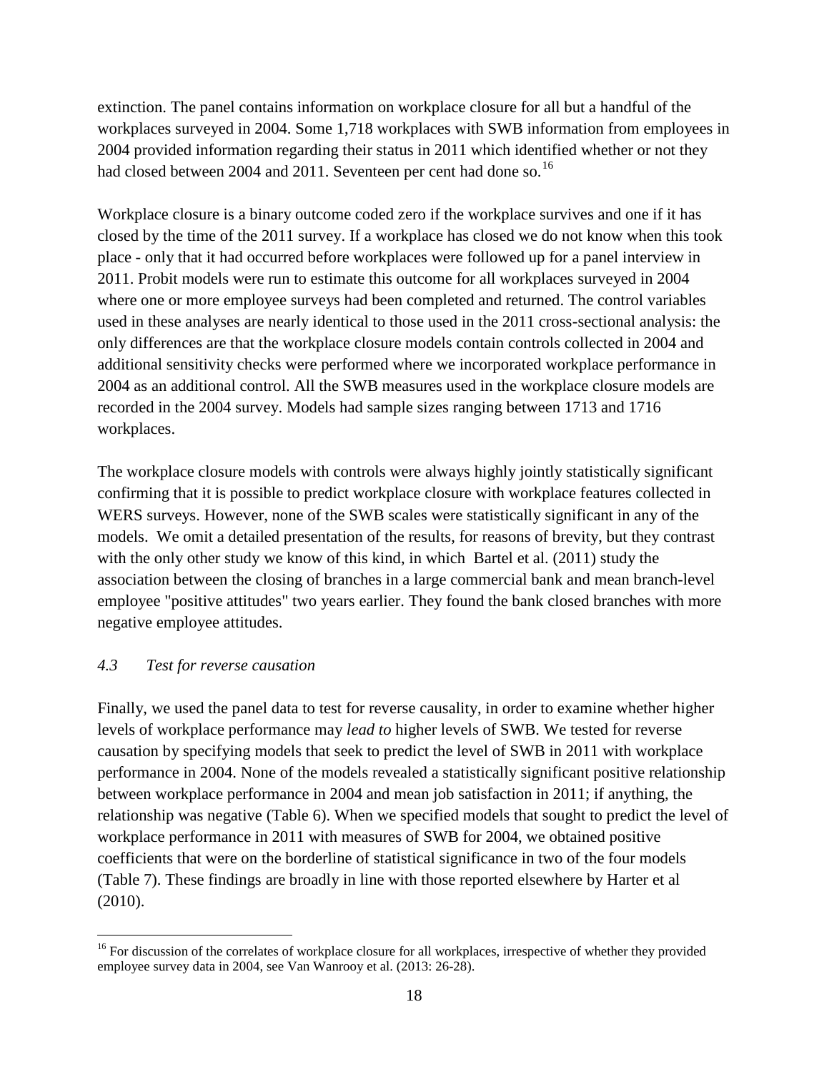extinction. The panel contains information on workplace closure for all but a handful of the workplaces surveyed in 2004. Some 1,718 workplaces with SWB information from employees in 2004 provided information regarding their status in 2011 which identified whether or not they had closed between 2004 and 2011. Seventeen per cent had done so.[16]

Workplace closure is a binary outcome coded zero if the workplace survives and one if it has closed by the time of the 2011 survey. If a workplace has closed we do not know when this took place - only that it had occurred before workplaces were followed up for a panel interview in 2011. Probit models were run to estimate this outcome for all workplaces surveyed in 2004 where one or more employee surveys had been completed and returned. The control variables used in these analyses are nearly identical to those used in the 2011 cross-sectional analysis: the only differences are that the workplace closure models contain controls collected in 2004 and additional sensitivity checks were performed where we incorporated workplace performance in 2004 as an additional control. All the SWB measures used in the workplace closure models are recorded in the 2004 survey. Models had sample sizes ranging between 1713 and 1716 workplaces.

The workplace closure models with controls were always highly jointly statistically significant confirming that it is possible to predict workplace closure with workplace features collected in WERS surveys. However, none of the SWB scales were statistically significant in any of the models. We omit a detailed presentation of the results, for reasons of brevity, but they contrast with the only other study we know of this kind, in which Bartel et al. (2011) study the association between the closing of branches in a large commercial bank and mean branch-level employee "positive attitudes" two years earlier. They found the bank closed branches with more negative employee attitudes.

### *4.3 Test for reverse causation*

Finally, we used the panel data to test for reverse causality, in order to examine whether higher levels of workplace performance may *lead to* higher levels of SWB. We tested for reverse causation by specifying models that seek to predict the level of SWB in 2011 with workplace performance in 2004. None of the models revealed a statistically significant positive relationship between workplace performance in 2004 and mean job satisfaction in 2011; if anything, the relationship was negative (Table 6). When we specified models that sought to predict the level of workplace performance in 2011 with measures of SWB for 2004, we obtained positive coefficients that were on the borderline of statistical significance in two of the four models (Table 7). These findings are broadly in line with those reported elsewhere by Harter et al (2010).

[16] For discussion of the correlates of workplace closure for all workplaces, irrespective of whether they provided employee survey data in 2004, see Van Wanrooy et al. (2013: 26-28).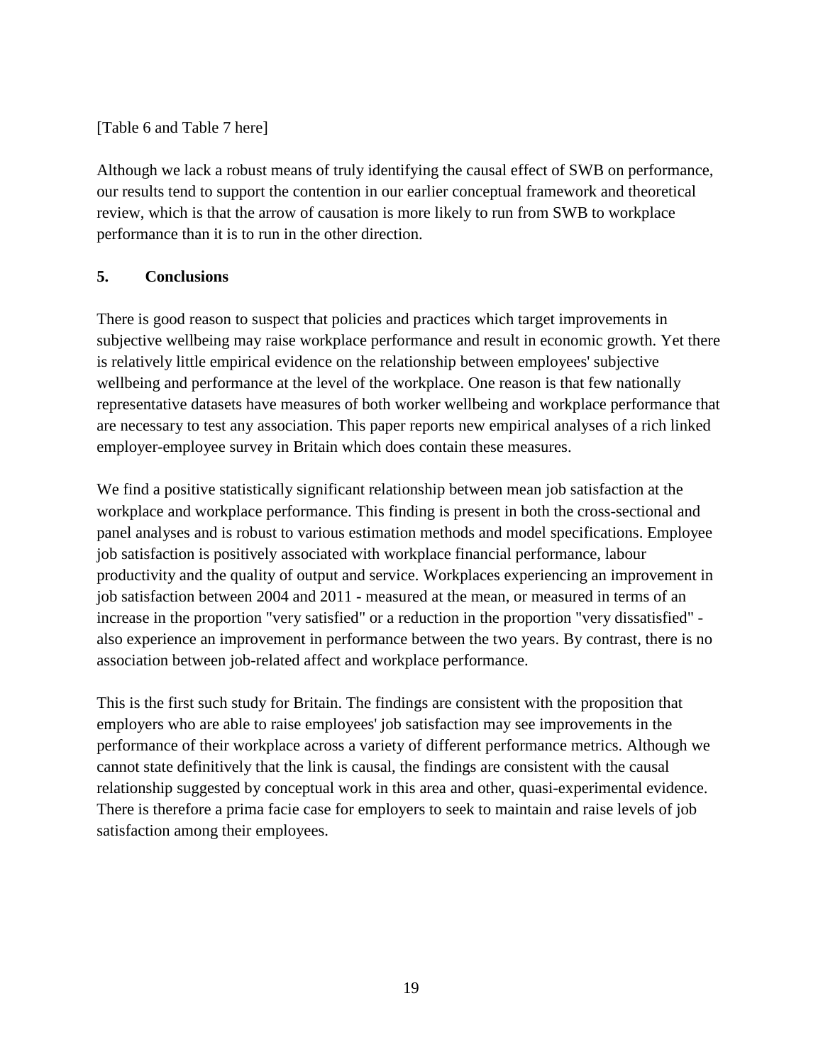[Table 6 and Table 7 here]

Although we lack a robust means of truly identifying the causal effect of SWB on performance, our results tend to support the contention in our earlier conceptual framework and theoretical review, which is that the arrow of causation is more likely to run from SWB to workplace performance than it is to run in the other direction.

## 5. Conclusions

There is good reason to suspect that policies and practices which target improvements in subjective wellbeing may raise workplace performance and result in economic growth. Yet there is relatively little empirical evidence on the relationship between employees' subjective wellbeing and performance at the level of the workplace. One reason is that few nationally representative datasets have measures of both worker wellbeing and workplace performance that are necessary to test any association. This paper reports new empirical analyses of a rich linked employer-employee survey in Britain which does contain these measures.

We find a positive statistically significant relationship between mean job satisfaction at the workplace and workplace performance. This finding is present in both the cross-sectional and panel analyses and is robust to various estimation methods and model specifications. Employee job satisfaction is positively associated with workplace financial performance, labour productivity and the quality of output and service. Workplaces experiencing an improvement in job satisfaction between 2004 and 2011 - measured at the mean, or measured in terms of an increase in the proportion "very satisfied" or a reduction in the proportion "very dissatisfied" - also experience an improvement in performance between the two years. By contrast, there is no association between job-related affect and workplace performance.

This is the first such study for Britain. The findings are consistent with the proposition that employers who are able to raise employees' job satisfaction may see improvements in the performance of their workplace across a variety of different performance metrics. Although we cannot state definitively that the link is causal, the findings are consistent with the causal relationship suggested by conceptual work in this area and other, quasi-experimental evidence. There is therefore a prima facie case for employers to seek to maintain and raise levels of job satisfaction among their employees.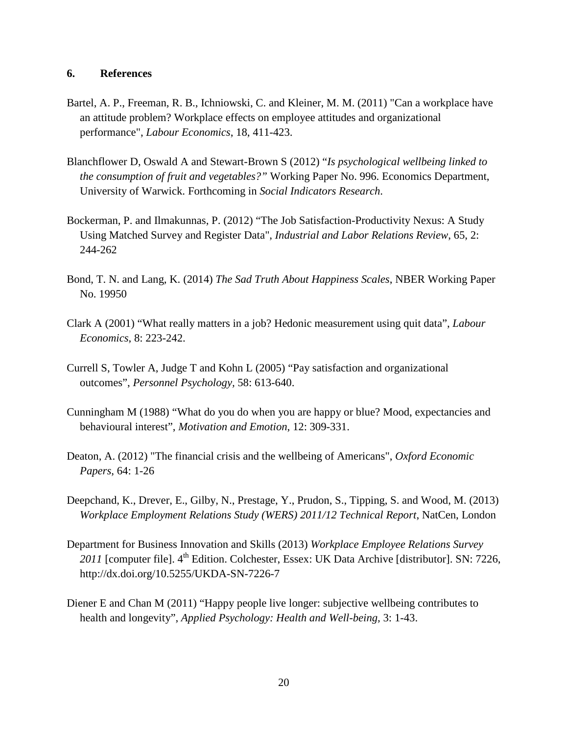## 6. References

Bartel, A. P., Freeman, R. B., Ichniowski, C. and Kleiner, M. M. (2011) "Can a workplace have an attitude problem? Workplace effects on employee attitudes and organizational performance", *Labour Economics*, 18, 411-423.

Blanchflower D, Oswald A and Stewart-Brown S (2012) "*Is psychological wellbeing linked to the consumption of fruit and vegetables?"* Working Paper No. 996. Economics Department, University of Warwick. Forthcoming in *Social Indicators Research*.

Bockerman, P. and Ilmakunnas, P. (2012) "The Job Satisfaction-Productivity Nexus: A Study Using Matched Survey and Register Data", *Industrial and Labor Relations Review*, 65, 2: 244-262

Bond, T. N. and Lang, K. (2014) *The Sad Truth About Happiness Scales*, NBER Working Paper No. 19950

Clark A (2001) "What really matters in a job? Hedonic measurement using quit data", *Labour Economics*, 8: 223-242.

Currell S, Towler A, Judge T and Kohn L (2005) "Pay satisfaction and organizational outcomes", *Personnel Psychology*, 58: 613-640.

Cunningham M (1988) "What do you do when you are happy or blue? Mood, expectancies and behavioural interest", *Motivation and Emotion*, 12: 309-331.

Deaton, A. (2012) "The financial crisis and the wellbeing of Americans", *Oxford Economic Papers*, 64: 1-26

Deepchand, K., Drever, E., Gilby, N., Prestage, Y., Prudon, S., Tipping, S. and Wood, M. (2013) *Workplace Employment Relations Study (WERS) 2011/12 Technical Report*, NatCen, London

Department for Business Innovation and Skills (2013) *Workplace Employee Relations Survey 2011* [computer file]. 4th Edition. Colchester, Essex: UK Data Archive [distributor]. SN: 7226, http://dx.doi.org/10.5255/UKDA-SN-7226-7

Diener E and Chan M (2011) "Happy people live longer: subjective wellbeing contributes to health and longevity", *Applied Psychology: Health and Well-being,* 3: 1-43.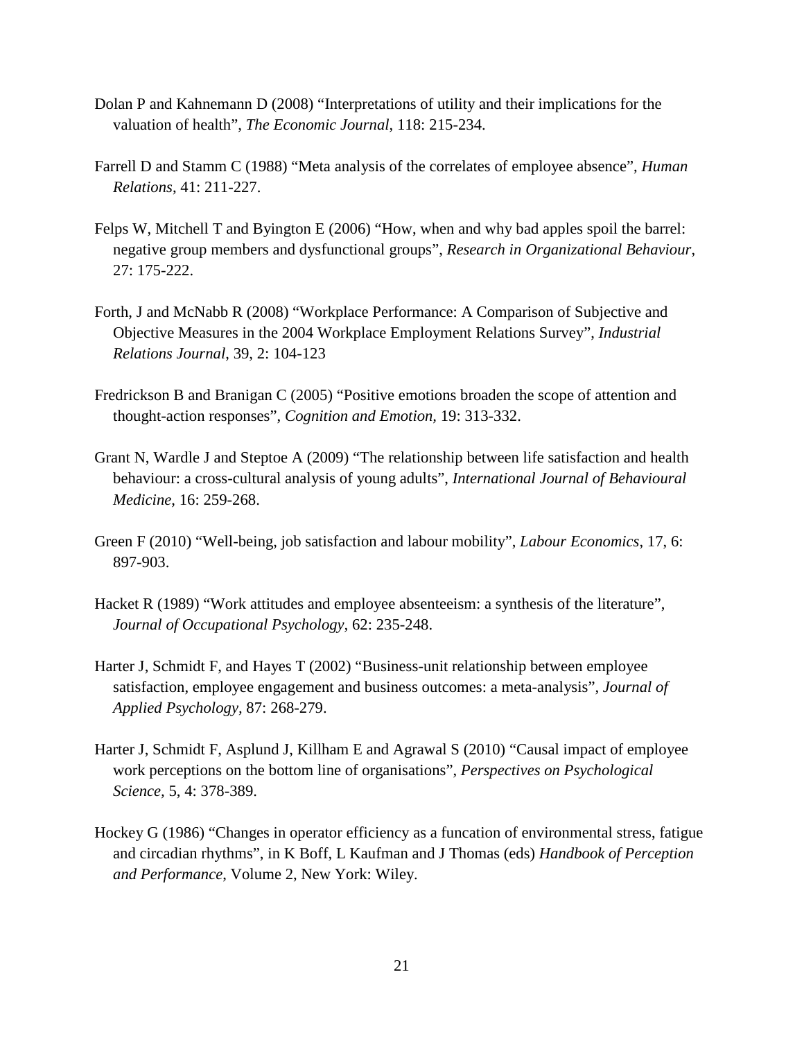Dolan P and Kahnemann D (2008) "Interpretations of utility and their implications for the valuation of health", *The Economic Journal*, 118: 215-234.

Farrell D and Stamm C (1988) "Meta analysis of the correlates of employee absence", *Human Relations*, 41: 211-227.

Felps W, Mitchell T and Byington E (2006) "How, when and why bad apples spoil the barrel: negative group members and dysfunctional groups", *Research in Organizational Behaviour*, 27: 175-222.

Forth, J and McNabb R (2008) "Workplace Performance: A Comparison of Subjective and Objective Measures in the 2004 Workplace Employment Relations Survey", *Industrial Relations Journal*, 39, 2: 104-123

Fredrickson B and Branigan C (2005) "Positive emotions broaden the scope of attention and thought-action responses", *Cognition and Emotion*, 19: 313-332.

Grant N, Wardle J and Steptoe A (2009) "The relationship between life satisfaction and health behaviour: a cross-cultural analysis of young adults", *International Journal of Behavioural Medicine*, 16: 259-268.

Green F (2010) "Well-being, job satisfaction and labour mobility", *Labour Economics*, 17, 6: 897-903.

Hacket R (1989) "Work attitudes and employee absenteeism: a synthesis of the literature", *Journal of Occupational Psychology*, 62: 235-248.

Harter J, Schmidt F, and Hayes T (2002) "Business-unit relationship between employee satisfaction, employee engagement and business outcomes: a meta-analysis", *Journal of Applied Psychology*, 87: 268-279.

Harter J, Schmidt F, Asplund J, Killham E and Agrawal S (2010) "Causal impact of employee work perceptions on the bottom line of organisations", *Perspectives on Psychological Science*, 5, 4: 378-389.

Hockey G (1986) "Changes in operator efficiency as a funcation of environmental stress, fatigue and circadian rhythms", in K Boff, L Kaufman and J Thomas (eds) *Handbook of Perception and Performance*, Volume 2, New York: Wiley.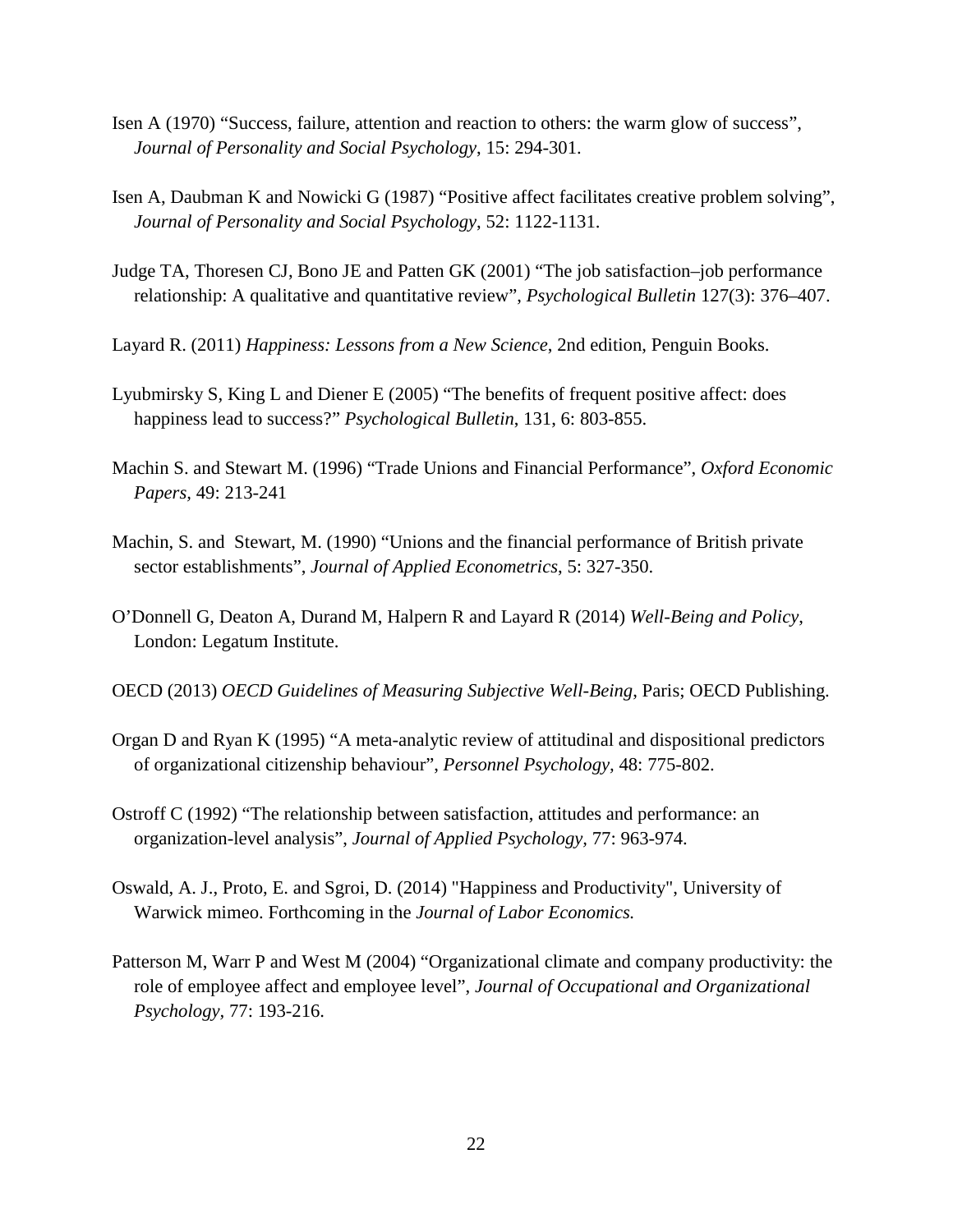Isen A (1970) "Success, failure, attention and reaction to others: the warm glow of success", *Journal of Personality and Social Psychology*, 15: 294-301.

Isen A, Daubman K and Nowicki G (1987) "Positive affect facilitates creative problem solving", *Journal of Personality and Social Psychology*, 52: 1122-1131.

Judge TA, Thoresen CJ, Bono JE and Patten GK (2001) "The job satisfaction–job performance relationship: A qualitative and quantitative review", *Psychological Bulletin* 127(3): 376–407.

Layard R. (2011) *Happiness: Lessons from a New Science*, 2nd edition, Penguin Books.

Lyubmirsky S, King L and Diener E (2005) "The benefits of frequent positive affect: does happiness lead to success?" *Psychological Bulletin*, 131, 6: 803-855.

Machin S. and Stewart M. (1996) "Trade Unions and Financial Performance", *Oxford Economic Papers,* 49: 213-241

Machin, S. and Stewart, M. (1990) "Unions and the financial performance of British private sector establishments", *Journal of Applied Econometrics*, 5: 327-350.

O'Donnell G, Deaton A, Durand M, Halpern R and Layard R (2014) *Well-Being and Policy*, London: Legatum Institute.

OECD (2013) *OECD Guidelines of Measuring Subjective Well-Being*, Paris; OECD Publishing.

Organ D and Ryan K (1995) "A meta-analytic review of attitudinal and dispositional predictors of organizational citizenship behaviour", *Personnel Psychology,* 48: 775-802.

Ostroff C (1992) "The relationship between satisfaction, attitudes and performance: an organization-level analysis", *Journal of Applied Psychology,* 77: 963-974.

Oswald, A. J., Proto, E. and Sgroi, D. (2014) "Happiness and Productivity", University of Warwick mimeo. Forthcoming in the *Journal of Labor Economics.*

Patterson M, Warr P and West M (2004) "Organizational climate and company productivity: the role of employee affect and employee level", *Journal of Occupational and Organizational Psychology*, 77: 193-216.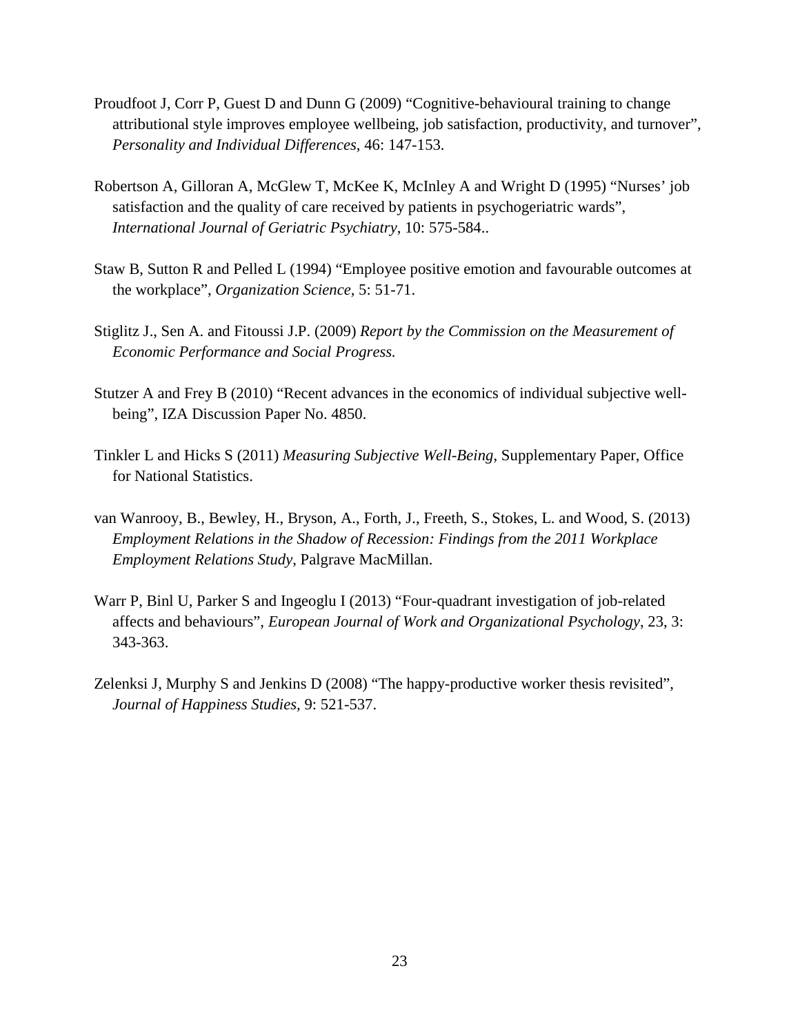Proudfoot J, Corr P, Guest D and Dunn G (2009) "Cognitive-behavioural training to change attributional style improves employee wellbeing, job satisfaction, productivity, and turnover", *Personality and Individual Differences*, 46: 147-153.

Robertson A, Gilloran A, McGlew T, McKee K, McInley A and Wright D (1995) "Nurses' job satisfaction and the quality of care received by patients in psychogeriatric wards", *International Journal of Geriatric Psychiatry*, 10: 575-584..

Staw B, Sutton R and Pelled L (1994) "Employee positive emotion and favourable outcomes at the workplace", *Organization Science*, 5: 51-71.

Stiglitz J., Sen A. and Fitoussi J.P. (2009) *Report by the Commission on the Measurement of Economic Performance and Social Progress.*

Stutzer A and Frey B (2010) "Recent advances in the economics of individual subjective well-being", IZA Discussion Paper No. 4850.

Tinkler L and Hicks S (2011) *Measuring Subjective Well-Being*, Supplementary Paper, Office for National Statistics.

van Wanrooy, B., Bewley, H., Bryson, A., Forth, J., Freeth, S., Stokes, L. and Wood, S. (2013) *Employment Relations in the Shadow of Recession: Findings from the 2011 Workplace Employment Relations Study*, Palgrave MacMillan.

Warr P, Binl U, Parker S and Ingeoglu I (2013) "Four-quadrant investigation of job-related affects and behaviours", *European Journal of Work and Organizational Psychology*, 23, 3: 343-363.

Zelenksi J, Murphy S and Jenkins D (2008) "The happy-productive worker thesis revisited", *Journal of Happiness Studies*, 9: 521-537.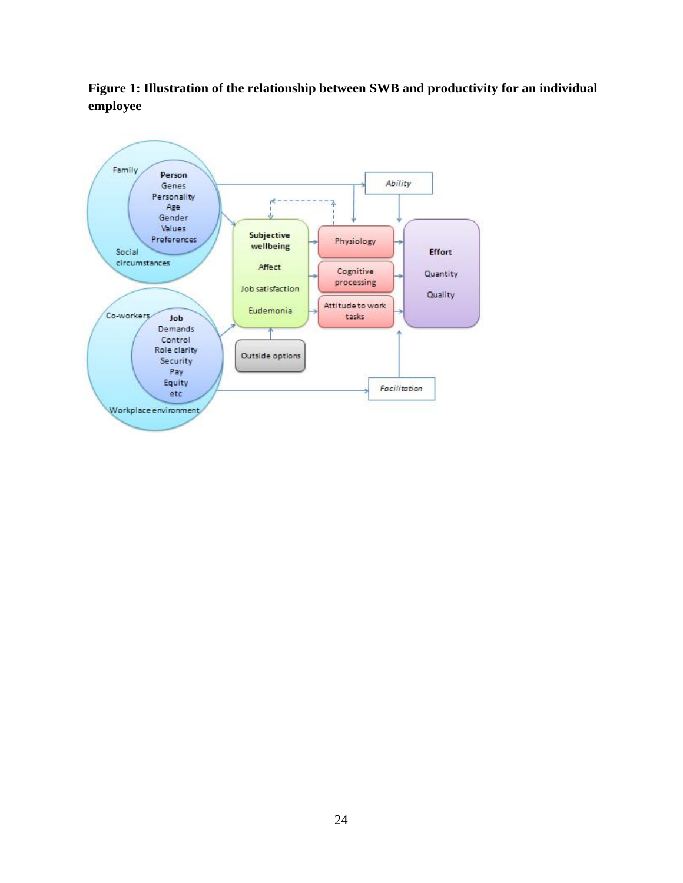**Figure 1: Illustration of the relationship between SWB and productivity for an individual employee**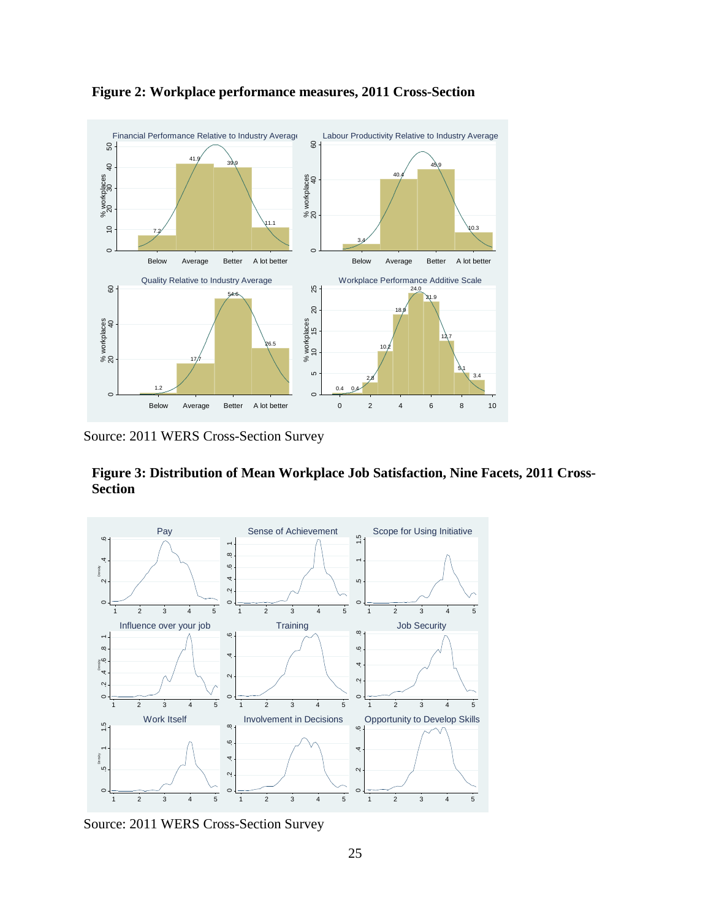**Figure 2: Workplace performance measures, 2011 Cross-Section**

Source: 2011 WERS Cross-Section Survey

**Figure 3: Distribution of Mean Workplace Job Satisfaction, Nine Facets, 2011 Cross-Section**

Source: 2011 WERS Cross-Section Survey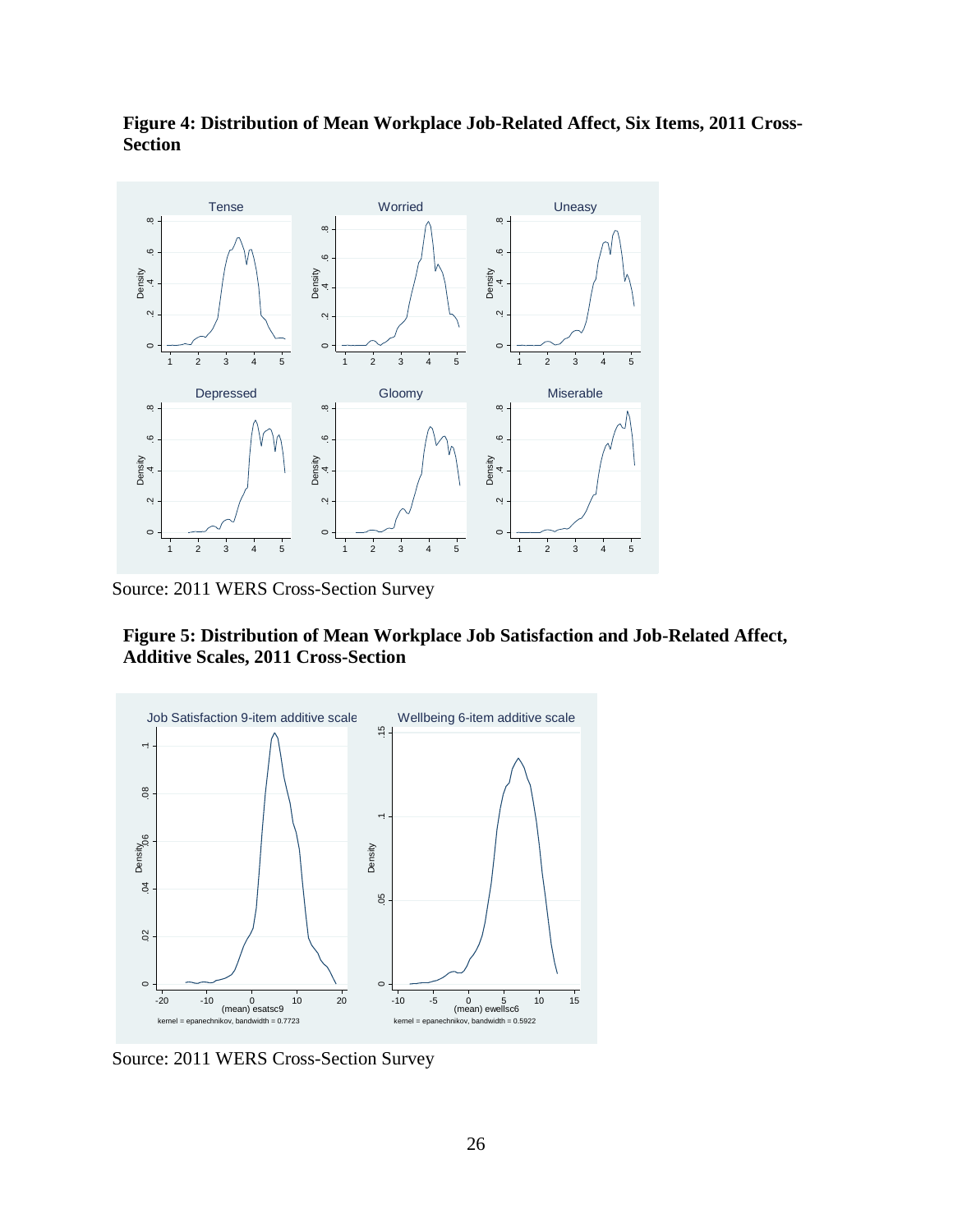**Figure 4: Distribution of Mean Workplace Job-Related Affect, Six Items, 2011 Cross-Section**

Source: 2011 WERS Cross-Section Survey

**Figure 5: Distribution of Mean Workplace Job Satisfaction and Job-Related Affect, Additive Scales, 2011 Cross-Section**

Source: 2011 WERS Cross-Section Survey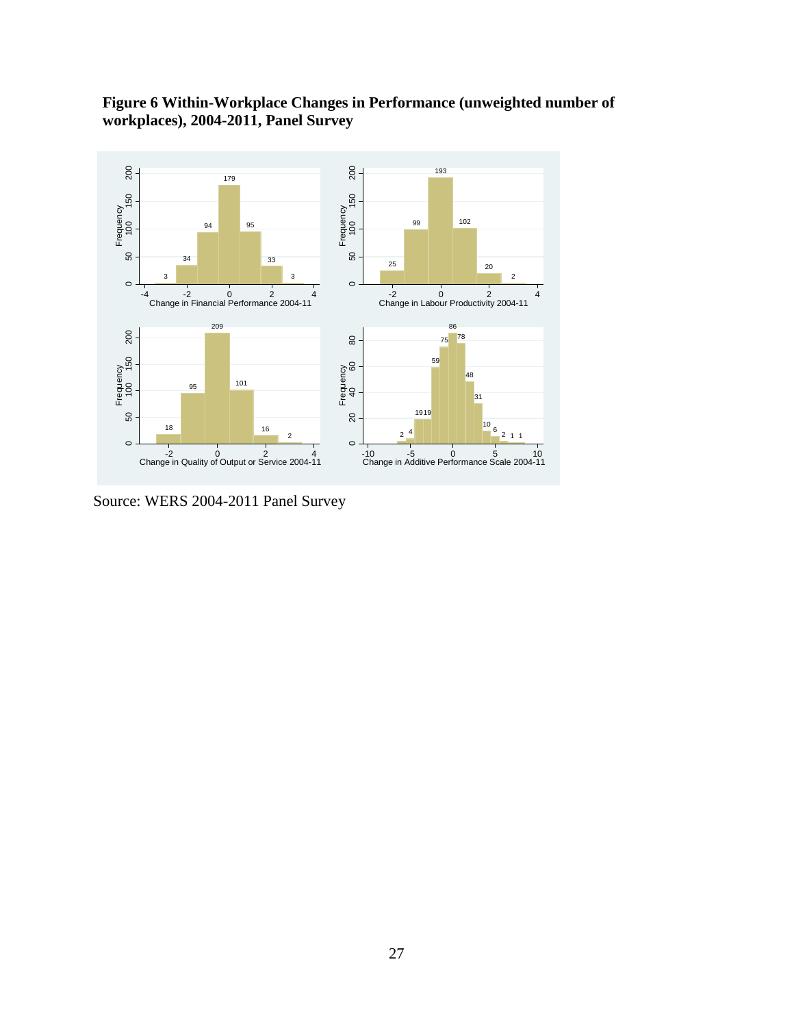**Figure 6 Within-Workplace Changes in Performance (unweighted number of workplaces), 2004-2011, Panel Survey**

Source: WERS 2004-2011 Panel Survey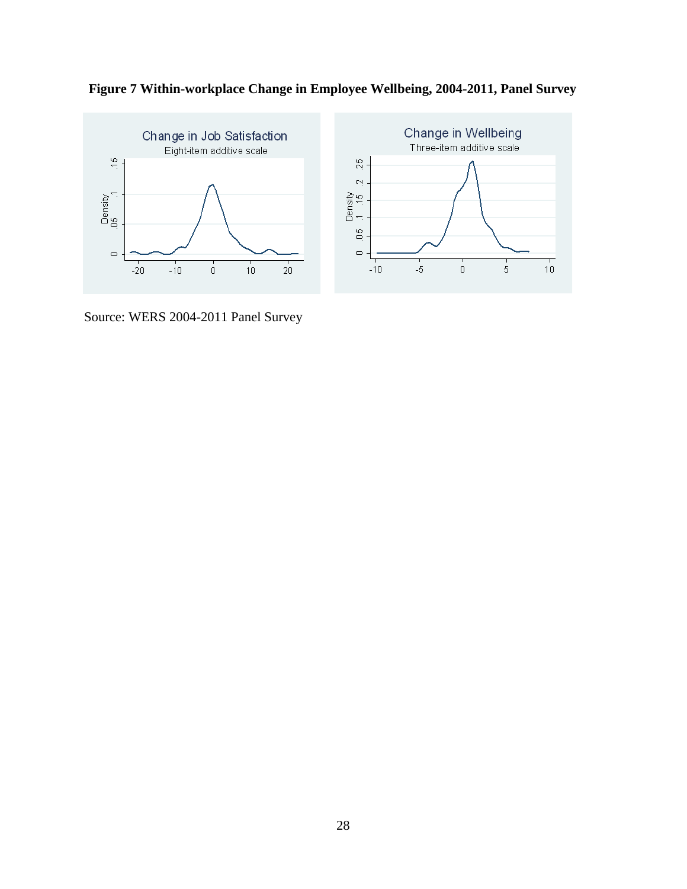**Figure 7 Within-workplace Change in Employee Wellbeing, 2004-2011, Panel Survey**

Source: WERS 2004-2011 Panel Survey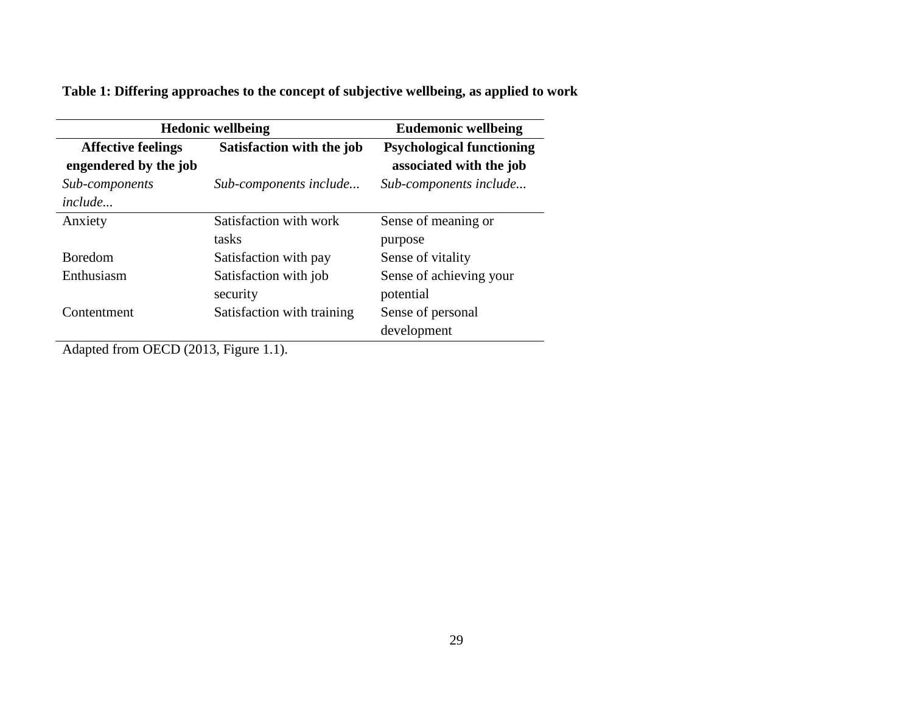**Table 1: Differing approaches to the concept of subjective wellbeing, as applied to work**

| Hedonic wellbeing | | Eudemonic wellbeing |
|---|---|---|
| **Affective feelings engendered by the job** | **Satisfaction with the job** | **Psychological functioning associated with the job** |
| *Sub-components include...* | *Sub-components include...* | *Sub-components include...* |
| Anxiety | Satisfaction with work tasks | Sense of meaning or purpose |
| Boredom | Satisfaction with pay | Sense of vitality |
| Enthusiasm | Satisfaction with job security | Sense of achieving your potential |
| Contentment | Satisfaction with training | Sense of personal development |

Adapted from OECD (2013, Figure 1.1).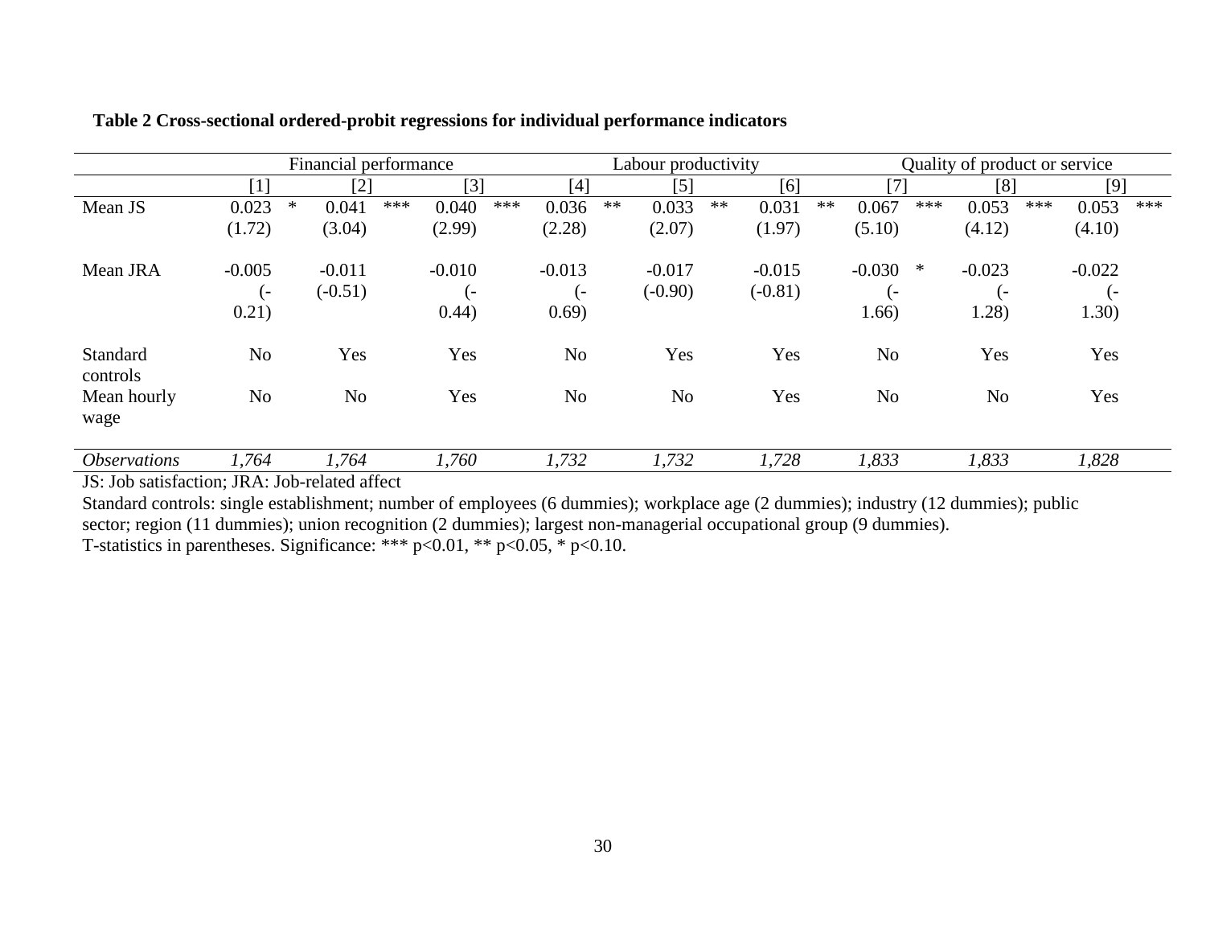**Table 2 Cross-sectional ordered-probit regressions for individual performance indicators**

| | Financial performance | | | Labour productivity | | | Quality of product or service | | |
|---|---|---|---|---|---|---|---|---|---|
| | [1] | [2] | [3] | [4] | [5] | [6] | [7] | [8] | [9] |
| Mean JS | 0.023 * | 0.041 *** | 0.040 *** | 0.036 ** | 0.033 ** | 0.031 ** | 0.067 *** | 0.053 *** | 0.053 *** |
| | (1.72) | (3.04) | (2.99) | (2.28) | (2.07) | (1.97) | (5.10) | (4.12) | (4.10) |
| Mean JRA | -0.005 | -0.011 | -0.010 | -0.013 | -0.017 | -0.015 | -0.030 * | -0.023 | -0.022 |
| | (-0.21) | (-0.51) | (-0.44) | (-0.69) | (-0.90) | (-0.81) | (-1.66) | (-1.28) | (-1.30) |
| Standard controls | No | Yes | Yes | No | Yes | Yes | No | Yes | Yes |
| Mean hourly wage | No | No | Yes | No | No | Yes | No | No | Yes |
| *Observations* | *1,764* | *1,764* | *1,760* | *1,732* | *1,732* | *1,728* | *1,833* | *1,833* | *1,828* |

JS: Job satisfaction; JRA: Job-related affect

Standard controls: single establishment; number of employees (6 dummies); workplace age (2 dummies); industry (12 dummies); public sector; region (11 dummies); union recognition (2 dummies); largest non-managerial occupational group (9 dummies).

T-statistics in parentheses. Significance: *** p<0.01, ** p<0.05, * p<0.10.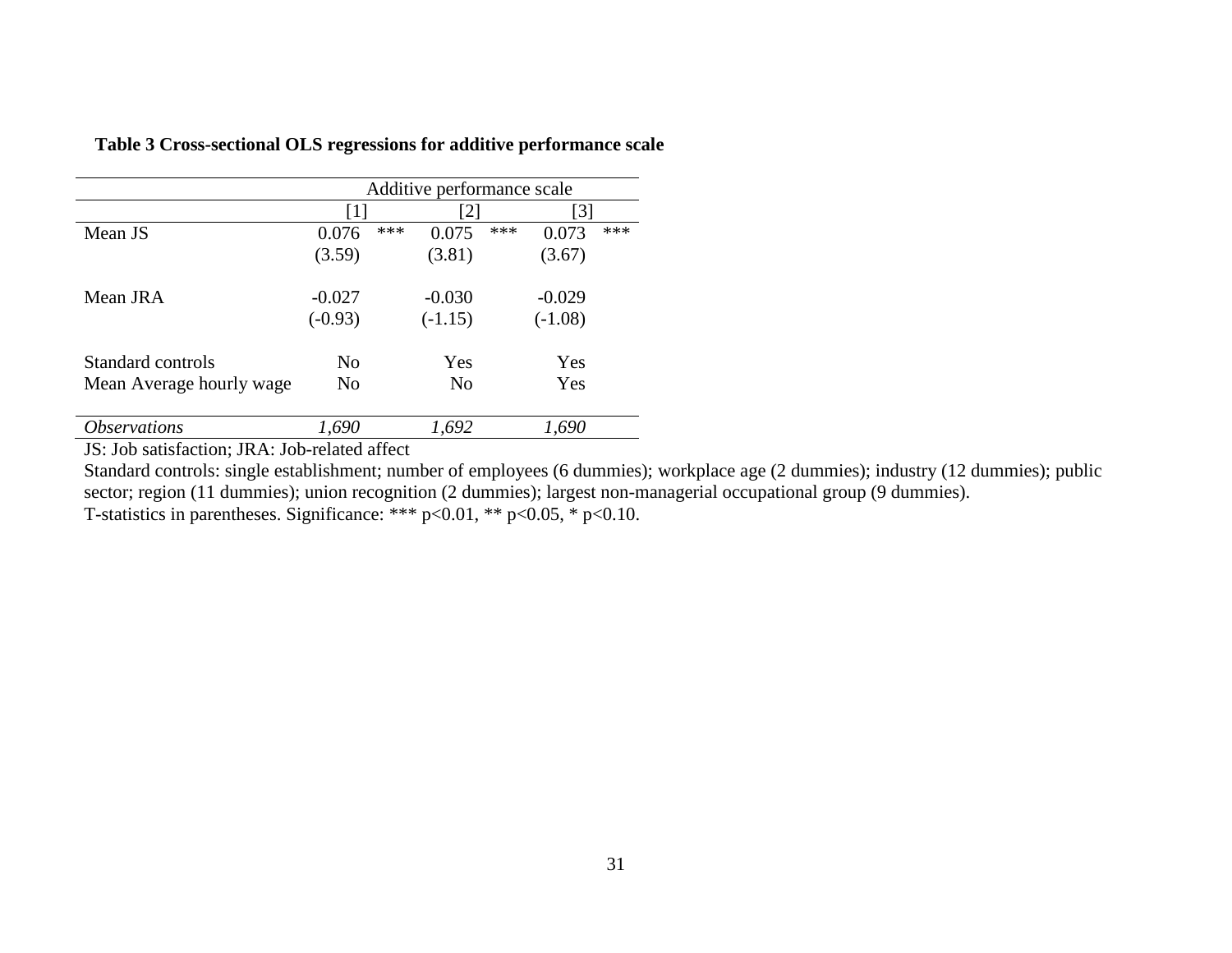**Table 3 Cross-sectional OLS regressions for additive performance scale**

| | Additive performance scale | | |
|---|---|---|---|
| | [1] | [2] | [3] |
| Mean JS | 0.076 *** | 0.075 *** | 0.073 *** |
| | (3.59) | (3.81) | (3.67) |
| Mean JRA | -0.027 | -0.030 | -0.029 |
| | (-0.93) | (-1.15) | (-1.08) |
| Standard controls | No | Yes | Yes |
| Mean Average hourly wage | No | No | Yes |
| *Observations* | *1,690* | *1,692* | *1,690* |

JS: Job satisfaction; JRA: Job-related affect

Standard controls: single establishment; number of employees (6 dummies); workplace age (2 dummies); industry (12 dummies); public sector; region (11 dummies); union recognition (2 dummies); largest non-managerial occupational group (9 dummies).

T-statistics in parentheses. Significance: *** $p<0.01$, ** $p<0.05$, * $p<0.10$.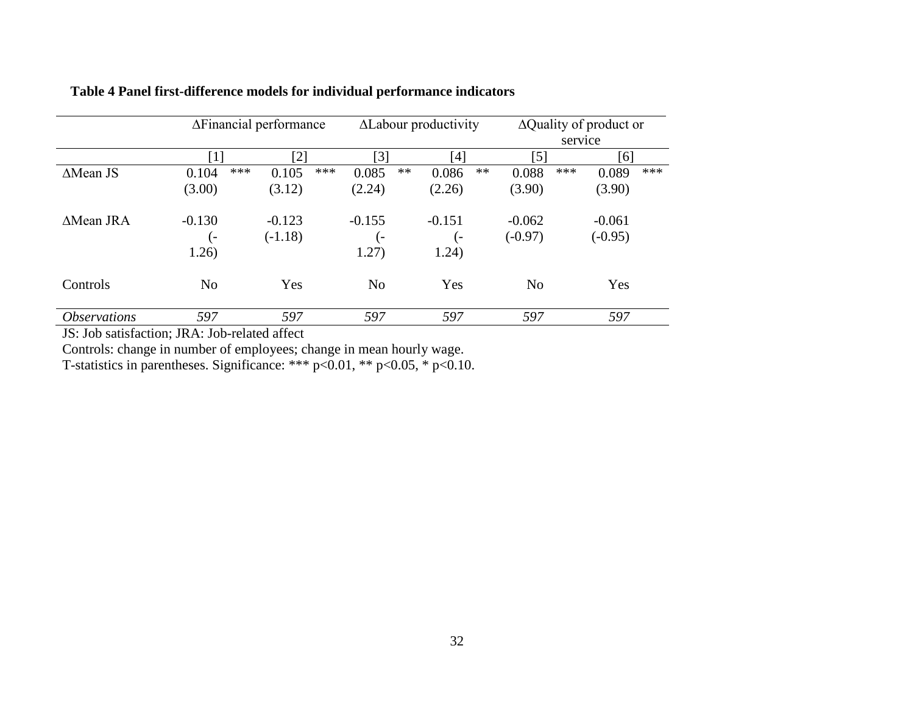**Table 4 Panel first-difference models for individual performance indicators**

| | ΔFinancial performance | | ΔLabour productivity | | ΔQuality of product or service | |
|---|---|---|---|---|---|---|
| | [1] | [2] | [3] | [4] | [5] | [6] |
| ΔMean JS | 0.104 *** | 0.105 *** | 0.085 ** | 0.086 ** | 0.088 *** | 0.089 *** |
| | (3.00) | (3.12) | (2.24) | (2.26) | (3.90) | (3.90) |
| ΔMean JRA | -0.130 | -0.123 | -0.155 | -0.151 | -0.062 | -0.061 |
| | (-1.26) | (-1.18) | (-1.27) | (-1.24) | (-0.97) | (-0.95) |
| Controls | No | Yes | No | Yes | No | Yes |
| *Observations* | *597* | *597* | *597* | *597* | *597* | *597* |

JS: Job satisfaction; JRA: Job-related affect

Controls: change in number of employees; change in mean hourly wage.

T-statistics in parentheses. Significance: *** $p<0.01$, ** $p<0.05$, * $p<0.10$.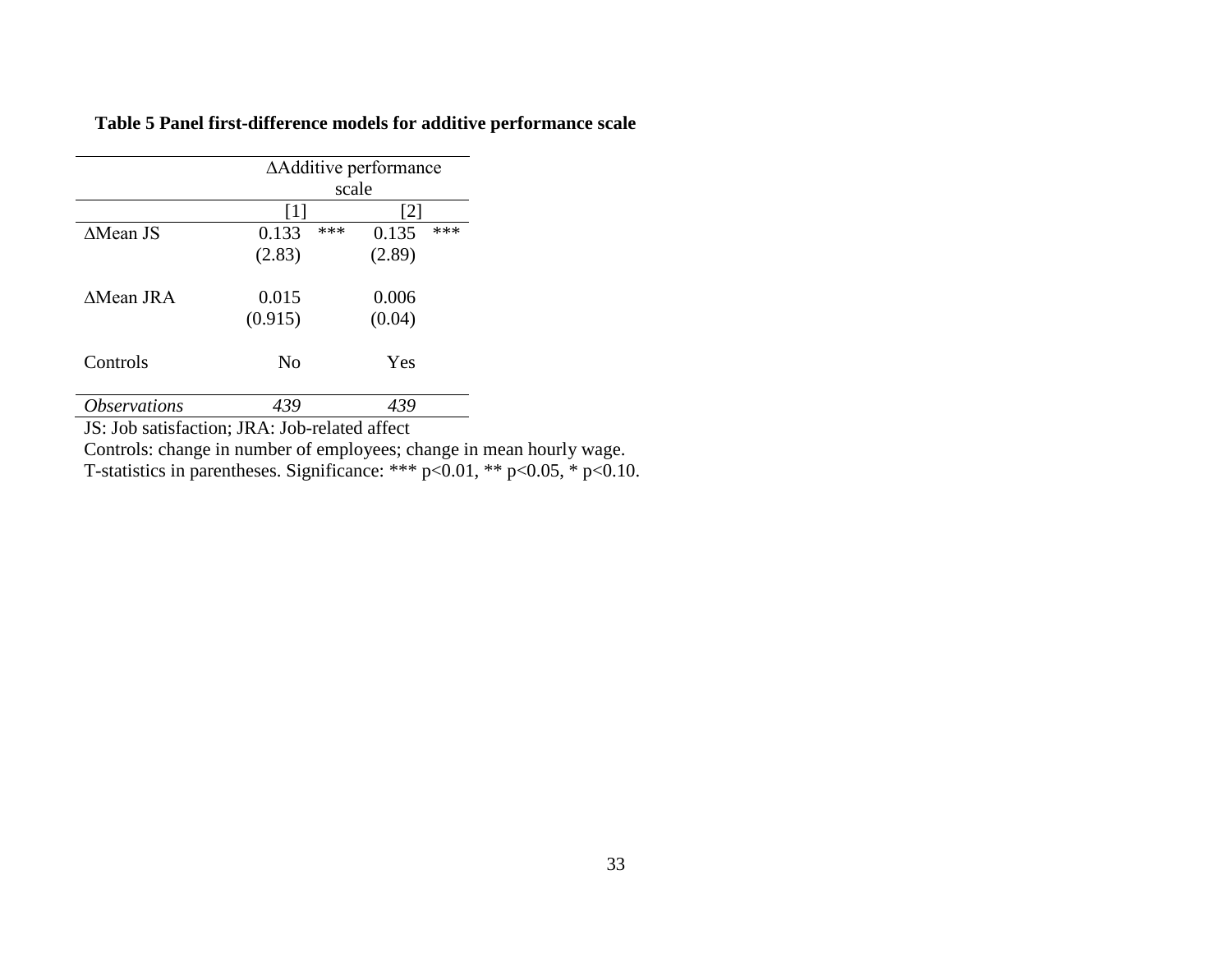**Table 5 Panel first-difference models for additive performance scale**

| | ΔAdditive performance scale | |
|---|---|---|
| | [1] | [2] |
| ΔMean JS | 0.133 *** | 0.135 *** |
| | (2.83) | (2.89) |
| ΔMean JRA | 0.015 | 0.006 |
| | (0.915) | (0.04) |
| Controls | No | Yes |
| *Observations* | *439* | *439* |

JS: Job satisfaction; JRA: Job-related affect

Controls: change in number of employees; change in mean hourly wage.

T-statistics in parentheses. Significance: *** $p<0.01$, ** $p<0.05$, * $p<0.10$.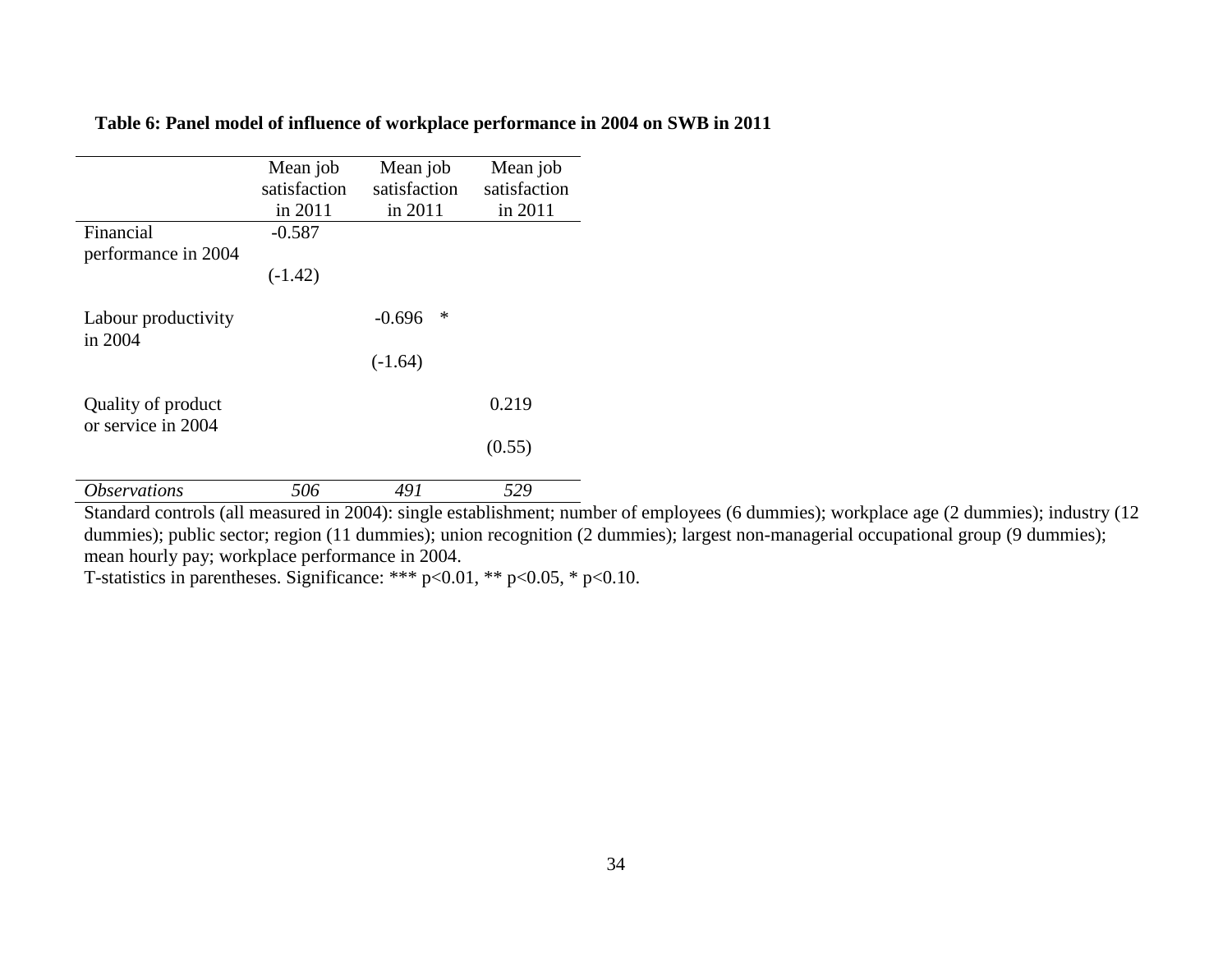**Table 6: Panel model of influence of workplace performance in 2004 on SWB in 2011**

| | Mean job satisfaction in 2011 | Mean job satisfaction in 2011 | Mean job satisfaction in 2011 |
|---|---|---|---|
| Financial performance in 2004 | -0.587 | | |
| | (-1.42) | | |
| Labour productivity in 2004 | | -0.696 * | |
| | | (-1.64) | |
| Quality of product or service in 2004 | | | 0.219 |
| | | | (0.55) |
| *Observations* | *506* | *491* | *529* |

Standard controls (all measured in 2004): single establishment; number of employees (6 dummies); workplace age (2 dummies); industry (12 dummies); public sector; region (11 dummies); union recognition (2 dummies); largest non-managerial occupational group (9 dummies); mean hourly pay; workplace performance in 2004.

T-statistics in parentheses. Significance: *** $p<0.01$, ** $p<0.05$, * $p<0.10$.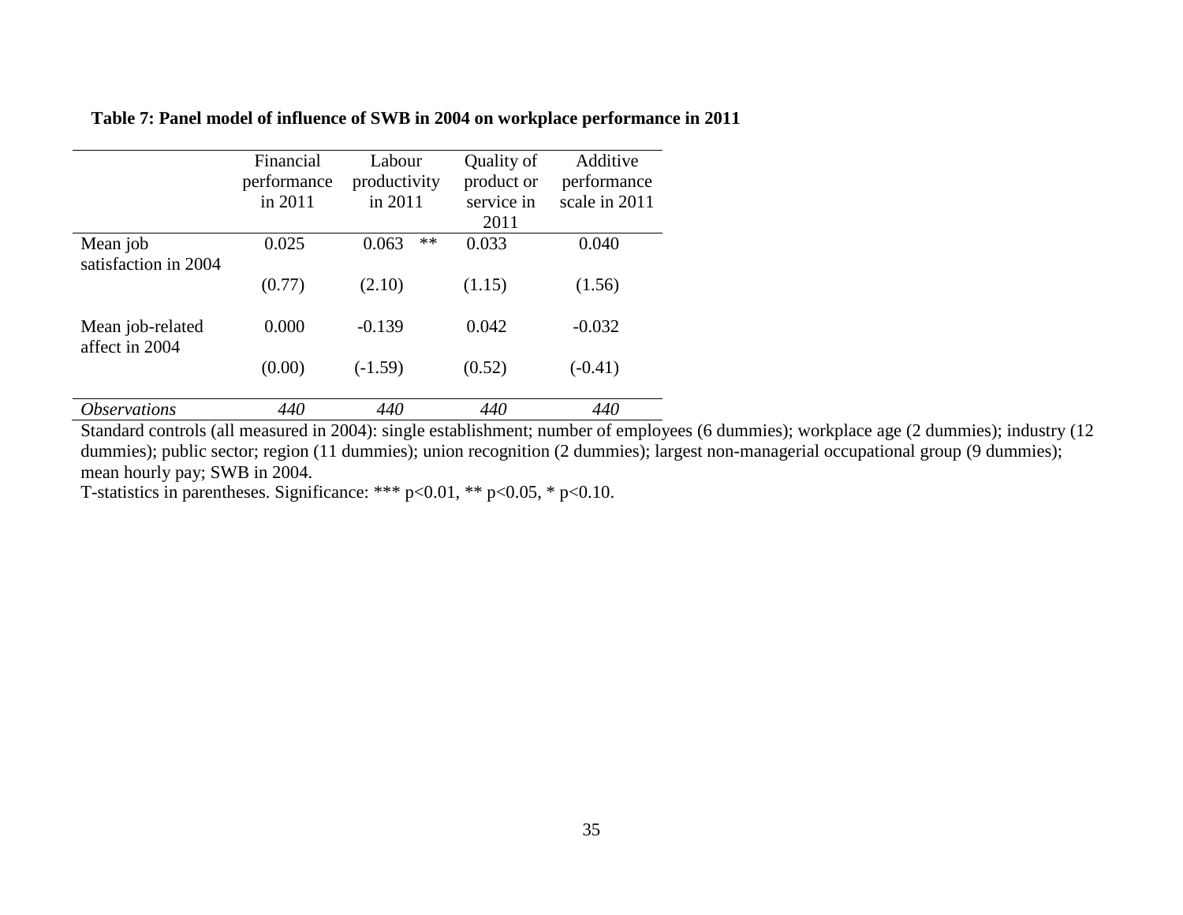**Table 7: Panel model of influence of SWB in 2004 on workplace performance in 2011**

| | Financial performance in 2011 | Labour productivity in 2011 | Quality of product or service in 2011 | Additive performance scale in 2011 |
|---|---|---|---|---|
| Mean job satisfaction in 2004 | 0.025 | 0.063 ** | 0.033 | 0.040 |
| | (0.77) | (2.10) | (1.15) | (1.56) |
| Mean job-related affect in 2004 | 0.000 | -0.139 | 0.042 | -0.032 |
| | (0.00) | (-1.59) | (0.52) | (-0.41) |
| *Observations* | *440* | *440* | *440* | *440* |

Standard controls (all measured in 2004): single establishment; number of employees (6 dummies); workplace age (2 dummies); industry (12 dummies); public sector; region (11 dummies); union recognition (2 dummies); largest non-managerial occupational group (9 dummies); mean hourly pay; SWB in 2004.

T-statistics in parentheses. Significance: *** $p<0.01$, ** $p<0.05$, * $p<0.10$.